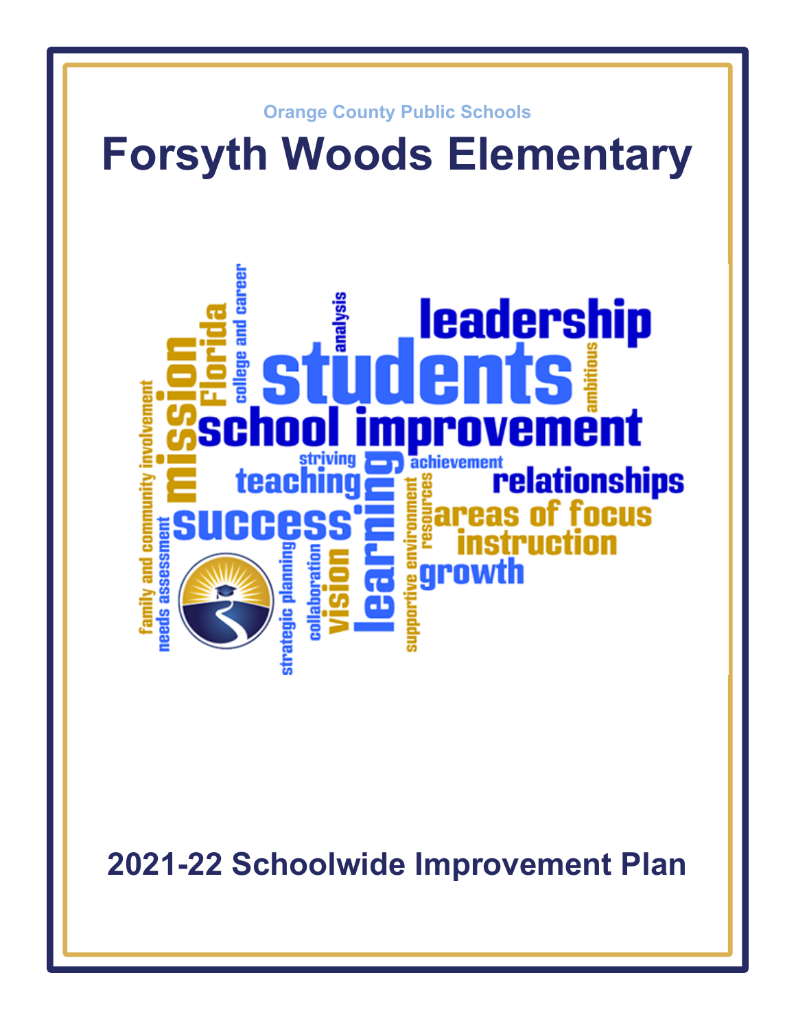Orange County Public Schools

# Forsyth Woods Elementary

## 2021-22 Schoolwide Improvement Plan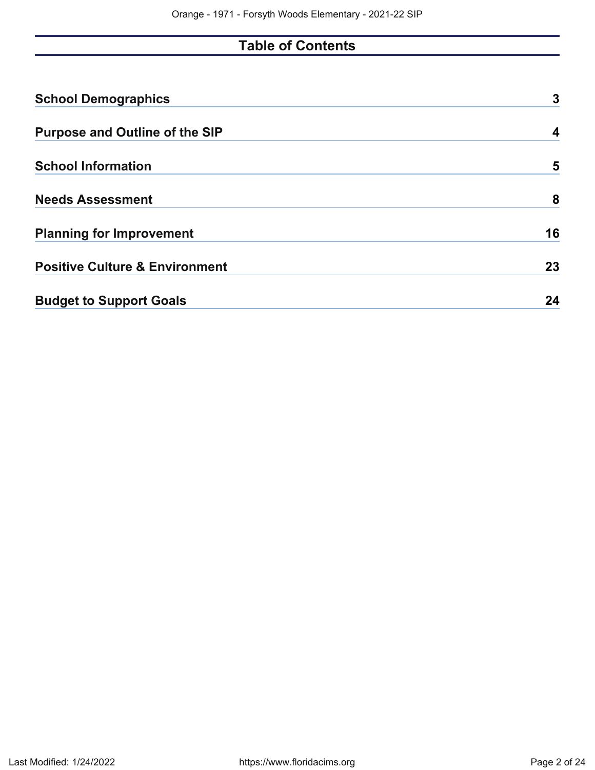# Table of Contents

| | |
|---|---|
| **School Demographics** | **3** |
| **Purpose and Outline of the SIP** | **4** |
| **School Information** | **5** |
| **Needs Assessment** | **8** |
| **Planning for Improvement** | **16** |
| **Positive Culture & Environment** | **23** |
| **Budget to Support Goals** | **24** |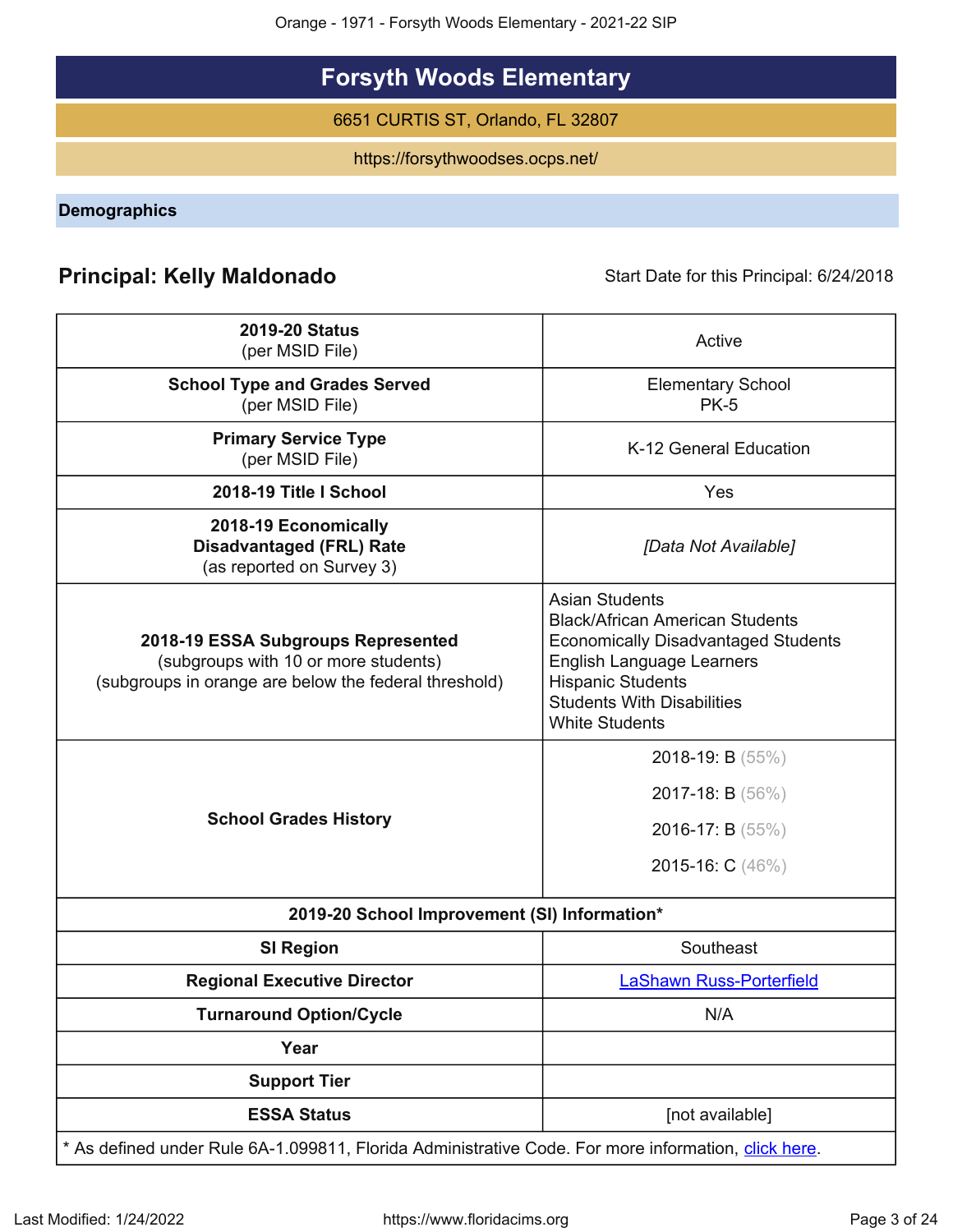# Forsyth Woods Elementary

6651 CURTIS ST, Orlando, FL 32807

https://forsythwoodses.ocps.net/

## Demographics

**Principal: Kelly Maldonado** | Start Date for this Principal: 6/24/2018

| | |
|---|---|
| **2019-20 Status** (per MSID File) | Active |
| **School Type and Grades Served** (per MSID File) | Elementary School PK-5 |
| **Primary Service Type** (per MSID File) | K-12 General Education |
| **2018-19 Title I School** | Yes |
| **2018-19 Economically Disadvantaged (FRL) Rate** (as reported on Survey 3) | *[Data Not Available]* |
| **2018-19 ESSA Subgroups Represented** (subgroups with 10 or more students) (subgroups in orange are below the federal threshold) | Asian Students<br>Black/African American Students<br>Economically Disadvantaged Students<br>English Language Learners<br>Hispanic Students<br>Students With Disabilities<br>White Students |
| **School Grades History** | 2018-19: B (55%)<br>2017-18: B (56%)<br>2016-17: B (55%)<br>2015-16: C (46%) |
| **2019-20 School Improvement (SI) Information*** | |
| **SI Region** | Southeast |
| **Regional Executive Director** | LaShawn Russ-Porterfield |
| **Turnaround Option/Cycle** | N/A |
| **Year** | |
| **Support Tier** | |
| **ESSA Status** | [not available] |

* As defined under Rule 6A-1.099811, Florida Administrative Code. For more information, click here.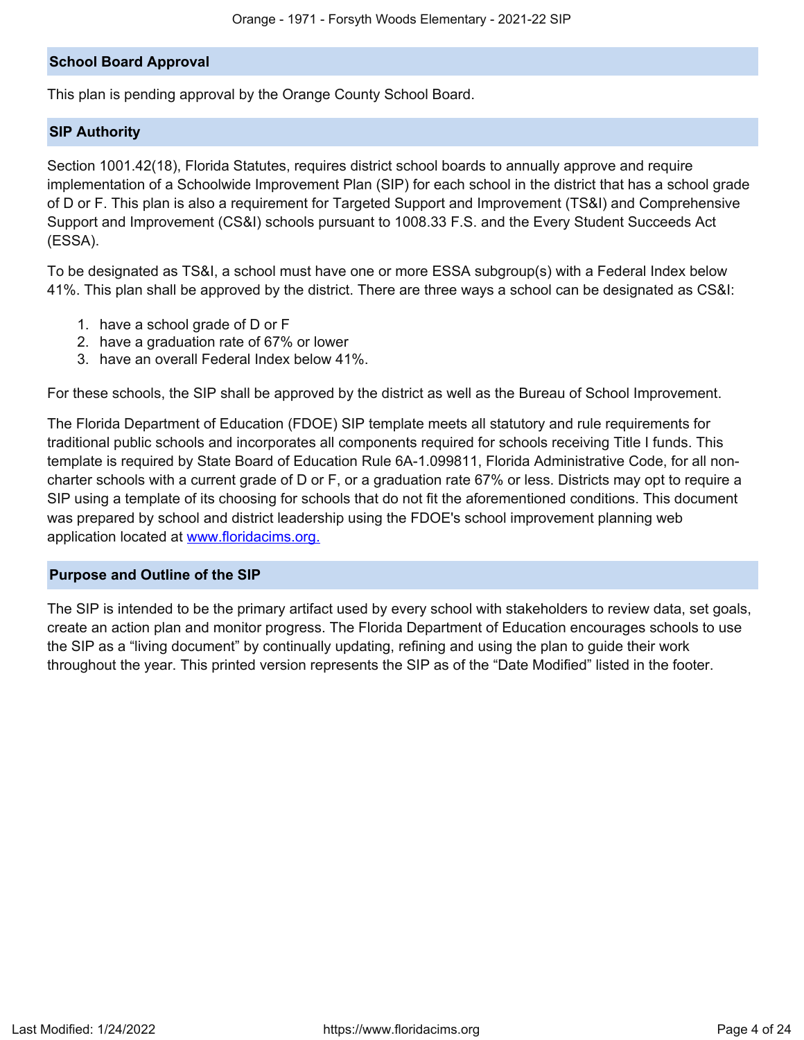## School Board Approval

This plan is pending approval by the Orange County School Board.

## SIP Authority

Section 1001.42(18), Florida Statutes, requires district school boards to annually approve and require implementation of a Schoolwide Improvement Plan (SIP) for each school in the district that has a school grade of D or F. This plan is also a requirement for Targeted Support and Improvement (TS&I) and Comprehensive Support and Improvement (CS&I) schools pursuant to 1008.33 F.S. and the Every Student Succeeds Act (ESSA).

To be designated as TS&I, a school must have one or more ESSA subgroup(s) with a Federal Index below 41%. This plan shall be approved by the district. There are three ways a school can be designated as CS&I:

1. have a school grade of D or F
2. have a graduation rate of 67% or lower
3. have an overall Federal Index below 41%.

For these schools, the SIP shall be approved by the district as well as the Bureau of School Improvement.

The Florida Department of Education (FDOE) SIP template meets all statutory and rule requirements for traditional public schools and incorporates all components required for schools receiving Title I funds. This template is required by State Board of Education Rule 6A-1.099811, Florida Administrative Code, for all non-charter schools with a current grade of D or F, or a graduation rate 67% or less. Districts may opt to require a SIP using a template of its choosing for schools that do not fit the aforementioned conditions. This document was prepared by school and district leadership using the FDOE's school improvement planning web application located at [www.floridacims.org.](https://www.floridacims.org)

## Purpose and Outline of the SIP

The SIP is intended to be the primary artifact used by every school with stakeholders to review data, set goals, create an action plan and monitor progress. The Florida Department of Education encourages schools to use the SIP as a "living document" by continually updating, refining and using the plan to guide their work throughout the year. This printed version represents the SIP as of the "Date Modified" listed in the footer.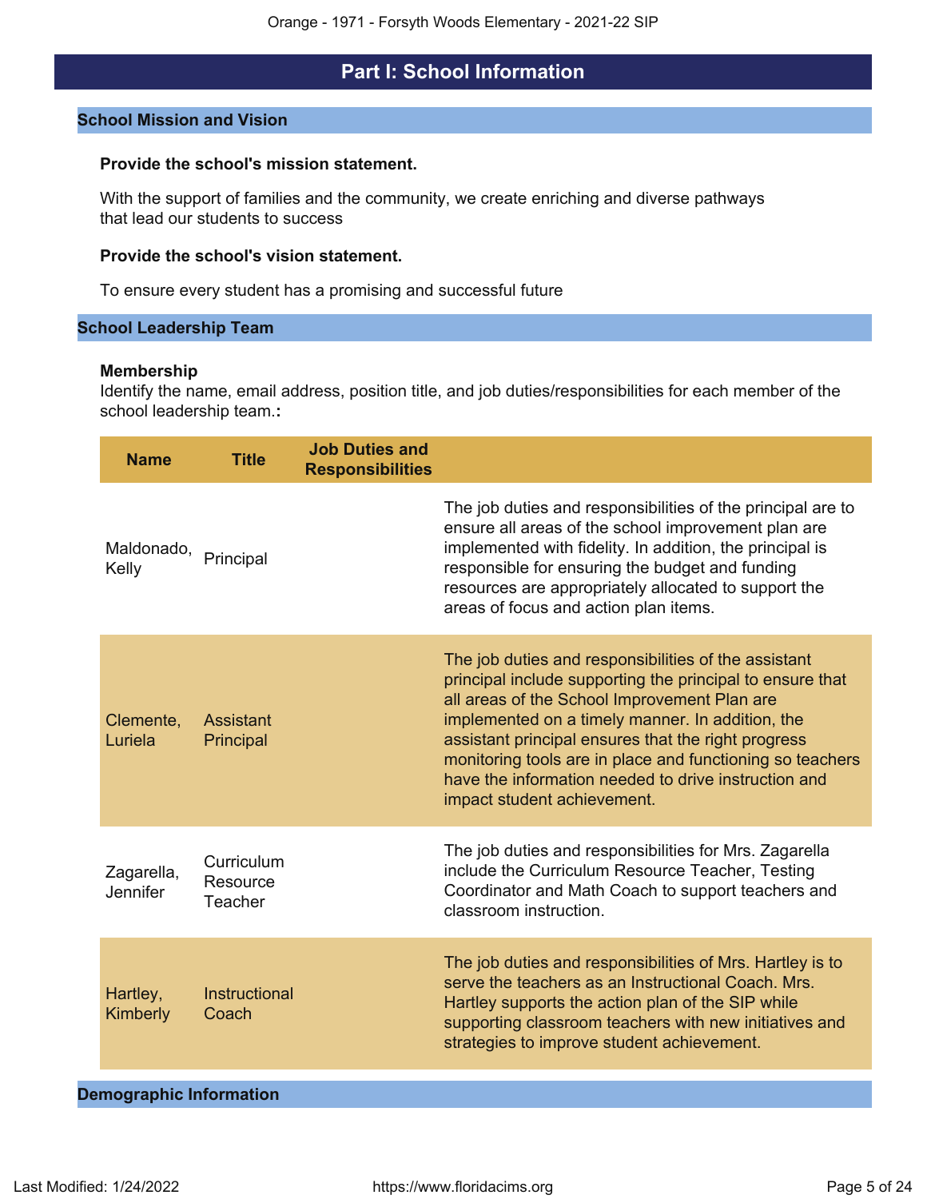# Part I: School Information

## School Mission and Vision

**Provide the school's mission statement.**

With the support of families and the community, we create enriching and diverse pathways that lead our students to success

**Provide the school's vision statement.**

To ensure every student has a promising and successful future

## School Leadership Team

**Membership**
Identify the name, email address, position title, and job duties/responsibilities for each member of the school leadership team.**:**

| Name | Title | Job Duties and Responsibilities |
|---|---|---|
| Maldonado, Kelly | Principal | The job duties and responsibilities of the principal are to ensure all areas of the school improvement plan are implemented with fidelity. In addition, the principal is responsible for ensuring the budget and funding resources are appropriately allocated to support the areas of focus and action plan items. |
| Clemente, Luriela | Assistant Principal | The job duties and responsibilities of the assistant principal include supporting the principal to ensure that all areas of the School Improvement Plan are implemented on a timely manner. In addition, the assistant principal ensures that the right progress monitoring tools are in place and functioning so teachers have the information needed to drive instruction and impact student achievement. |
| Zagarella, Jennifer | Curriculum Resource Teacher | The job duties and responsibilities for Mrs. Zagarella include the Curriculum Resource Teacher, Testing Coordinator and Math Coach to support teachers and classroom instruction. |
| Hartley, Kimberly | Instructional Coach | The job duties and responsibilities of Mrs. Hartley is to serve the teachers as an Instructional Coach. Mrs. Hartley supports the action plan of the SIP while supporting classroom teachers with new initiatives and strategies to improve student achievement. |

## Demographic Information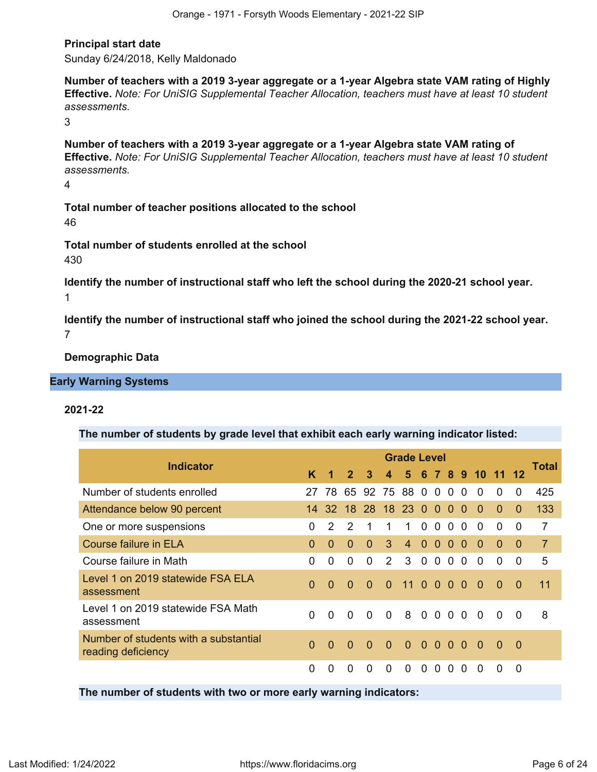**Principal start date**

Sunday 6/24/2018, Kelly Maldonado

**Number of teachers with a 2019 3-year aggregate or a 1-year Algebra state VAM rating of Highly Effective.** *Note: For UniSIG Supplemental Teacher Allocation, teachers must have at least 10 student assessments.*

3

**Number of teachers with a 2019 3-year aggregate or a 1-year Algebra state VAM rating of Effective.** *Note: For UniSIG Supplemental Teacher Allocation, teachers must have at least 10 student assessments.*

4

**Total number of teacher positions allocated to the school**

46

**Total number of students enrolled at the school**

430

**Identify the number of instructional staff who left the school during the 2020-21 school year.**

1

**Identify the number of instructional staff who joined the school during the 2021-22 school year.**

7

**Demographic Data**

## Early Warning Systems

### 2021-22

**The number of students by grade level that exhibit each early warning indicator listed:**

| Indicator | Grade Level | | | | | | | | | | | | | Total |
|---|---|---|---|---|---|---|---|---|---|---|---|---|---|---|
| | K | 1 | 2 | 3 | 4 | 5 | 6 | 7 | 8 | 9 | 10 | 11 | 12 | |
| Number of students enrolled | 27 | 78 | 65 | 92 | 75 | 88 | 0 | 0 | 0 | 0 | 0 | 0 | 0 | 425 |
| Attendance below 90 percent | 14 | 32 | 18 | 28 | 18 | 23 | 0 | 0 | 0 | 0 | 0 | 0 | 0 | 133 |
| One or more suspensions | 0 | 2 | 2 | 1 | 1 | 1 | 0 | 0 | 0 | 0 | 0 | 0 | 0 | 7 |
| Course failure in ELA | 0 | 0 | 0 | 0 | 3 | 4 | 0 | 0 | 0 | 0 | 0 | 0 | 0 | 7 |
| Course failure in Math | 0 | 0 | 0 | 0 | 2 | 3 | 0 | 0 | 0 | 0 | 0 | 0 | 0 | 5 |
| Level 1 on 2019 statewide FSA ELA assessment | 0 | 0 | 0 | 0 | 0 | 11 | 0 | 0 | 0 | 0 | 0 | 0 | 0 | 11 |
| Level 1 on 2019 statewide FSA Math assessment | 0 | 0 | 0 | 0 | 0 | 8 | 0 | 0 | 0 | 0 | 0 | 0 | 0 | 8 |
| Number of students with a substantial reading deficiency | 0 | 0 | 0 | 0 | 0 | 0 | 0 | 0 | 0 | 0 | 0 | 0 | 0 | |
| | 0 | 0 | 0 | 0 | 0 | 0 | 0 | 0 | 0 | 0 | 0 | 0 | 0 | |

**The number of students with two or more early warning indicators:**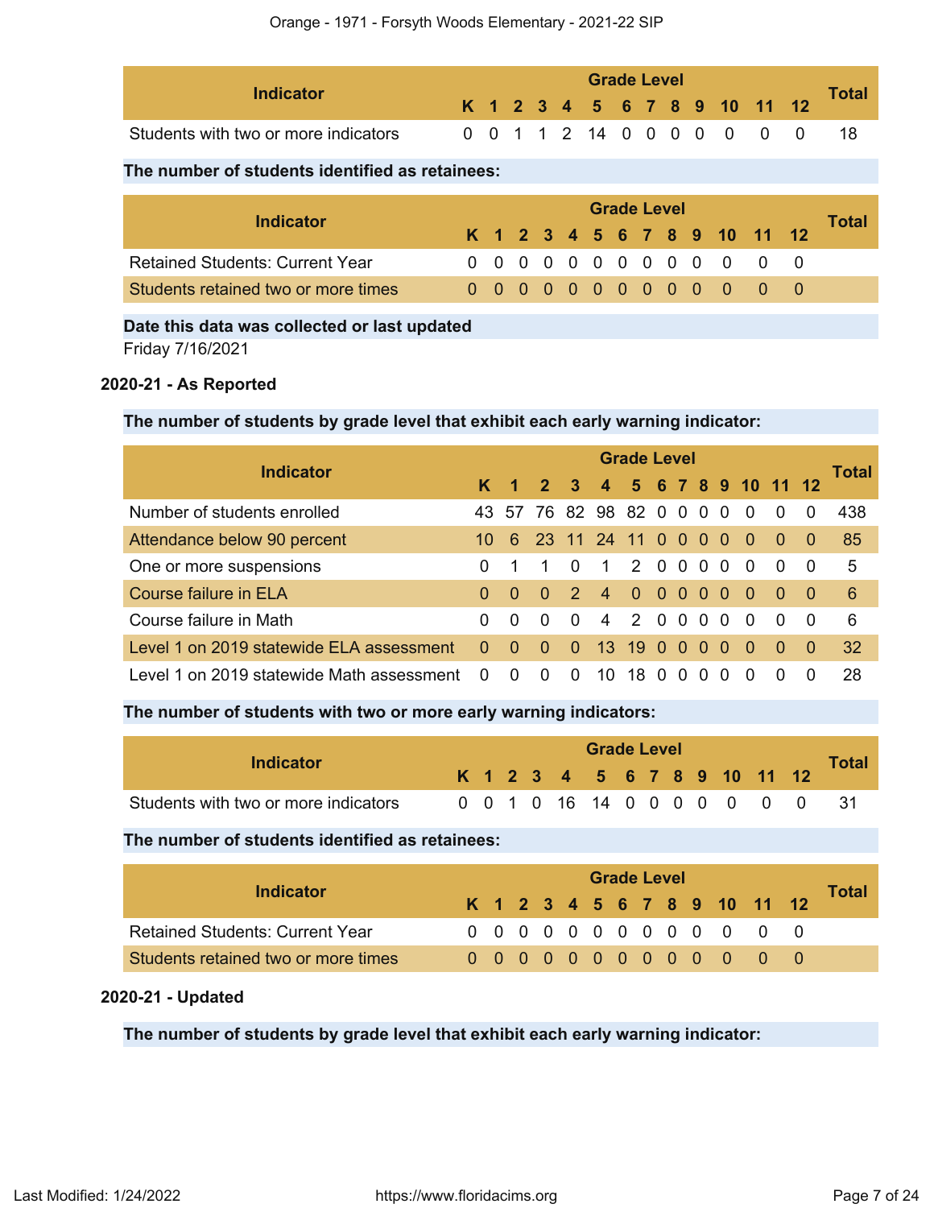| Indicator | K | 1 | 2 | 3 | 4 | 5 | 6 | 7 | 8 | 9 | 10 | 11 | 12 | Total |
|---|---|---|---|---|---|---|---|---|---|---|---|---|---|---|
| Students with two or more indicators | 0 | 0 | 1 | 1 | 2 | 14 | 0 | 0 | 0 | 0 | 0 | 0 | 0 | 18 |

**The number of students identified as retainees:**

| Indicator | K | 1 | 2 | 3 | 4 | 5 | 6 | 7 | 8 | 9 | 10 | 11 | 12 | Total |
|---|---|---|---|---|---|---|---|---|---|---|---|---|---|---|
| Retained Students: Current Year | 0 | 0 | 0 | 0 | 0 | 0 | 0 | 0 | 0 | 0 | 0 | 0 | 0 | |
| Students retained two or more times | 0 | 0 | 0 | 0 | 0 | 0 | 0 | 0 | 0 | 0 | 0 | 0 | 0 | |

**Date this data was collected or last updated**

Friday 7/16/2021

### 2020-21 - As Reported

**The number of students by grade level that exhibit each early warning indicator:**

| Indicator | K | 1 | 2 | 3 | 4 | 5 | 6 | 7 | 8 | 9 | 10 | 11 | 12 | Total |
|---|---|---|---|---|---|---|---|---|---|---|---|---|---|---|
| Number of students enrolled | 43 | 57 | 76 | 82 | 98 | 82 | 0 | 0 | 0 | 0 | 0 | 0 | 0 | 438 |
| Attendance below 90 percent | 10 | 6 | 23 | 11 | 24 | 11 | 0 | 0 | 0 | 0 | 0 | 0 | 0 | 85 |
| One or more suspensions | 0 | 1 | 1 | 0 | 1 | 2 | 0 | 0 | 0 | 0 | 0 | 0 | 0 | 5 |
| Course failure in ELA | 0 | 0 | 0 | 2 | 4 | 0 | 0 | 0 | 0 | 0 | 0 | 0 | 0 | 6 |
| Course failure in Math | 0 | 0 | 0 | 0 | 4 | 2 | 0 | 0 | 0 | 0 | 0 | 0 | 0 | 6 |
| Level 1 on 2019 statewide ELA assessment | 0 | 0 | 0 | 0 | 13 | 19 | 0 | 0 | 0 | 0 | 0 | 0 | 0 | 32 |
| Level 1 on 2019 statewide Math assessment | 0 | 0 | 0 | 0 | 10 | 18 | 0 | 0 | 0 | 0 | 0 | 0 | 0 | 28 |

**The number of students with two or more early warning indicators:**

| Indicator | K | 1 | 2 | 3 | 4 | 5 | 6 | 7 | 8 | 9 | 10 | 11 | 12 | Total |
|---|---|---|---|---|---|---|---|---|---|---|---|---|---|---|
| Students with two or more indicators | 0 | 0 | 1 | 0 | 16 | 14 | 0 | 0 | 0 | 0 | 0 | 0 | 0 | 31 |

**The number of students identified as retainees:**

| Indicator | K | 1 | 2 | 3 | 4 | 5 | 6 | 7 | 8 | 9 | 10 | 11 | 12 | Total |
|---|---|---|---|---|---|---|---|---|---|---|---|---|---|---|
| Retained Students: Current Year | 0 | 0 | 0 | 0 | 0 | 0 | 0 | 0 | 0 | 0 | 0 | 0 | 0 | |
| Students retained two or more times | 0 | 0 | 0 | 0 | 0 | 0 | 0 | 0 | 0 | 0 | 0 | 0 | 0 | |

### 2020-21 - Updated

**The number of students by grade level that exhibit each early warning indicator:**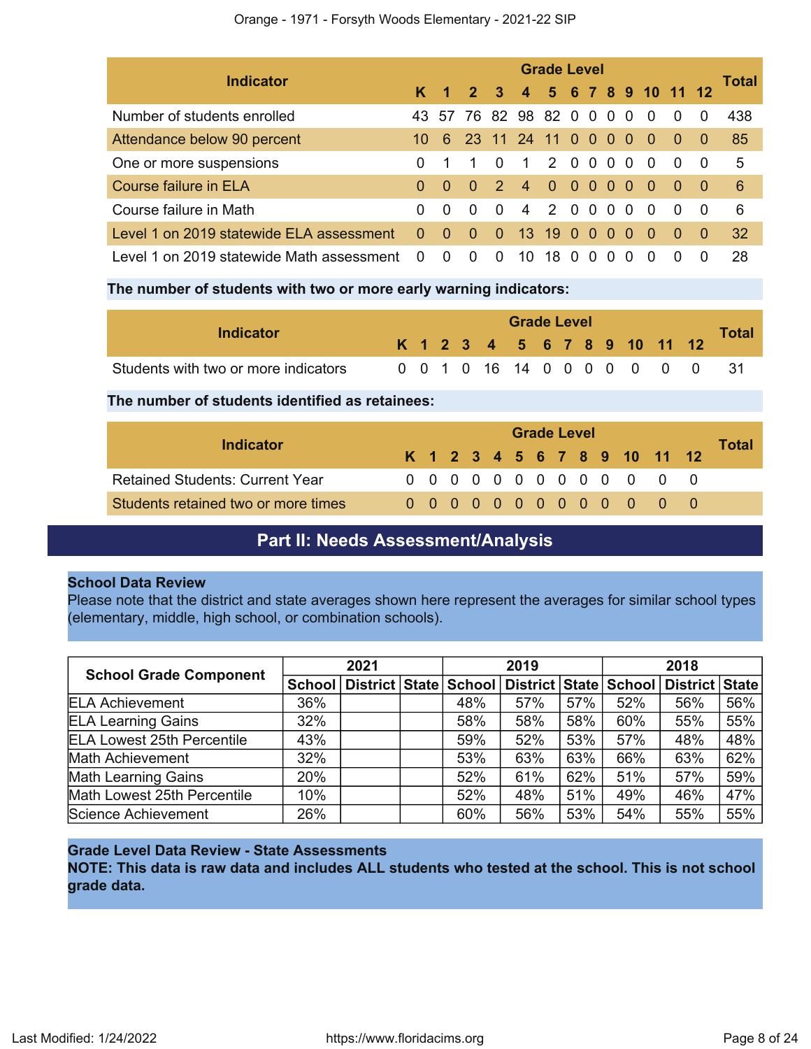| Indicator | Grade Level | | | | | | | | | | | | | Total |
|---|---|---|---|---|---|---|---|---|---|---|---|---|---|---|
| | K | 1 | 2 | 3 | 4 | 5 | 6 | 7 | 8 | 9 | 10 | 11 | 12 | |
| Number of students enrolled | 43 | 57 | 76 | 82 | 98 | 82 | 0 | 0 | 0 | 0 | 0 | 0 | 0 | 438 |
| Attendance below 90 percent | 10 | 6 | 23 | 11 | 24 | 11 | 0 | 0 | 0 | 0 | 0 | 0 | 0 | 85 |
| One or more suspensions | 0 | 1 | 1 | 0 | 1 | 2 | 0 | 0 | 0 | 0 | 0 | 0 | 0 | 5 |
| Course failure in ELA | 0 | 0 | 0 | 2 | 4 | 0 | 0 | 0 | 0 | 0 | 0 | 0 | 0 | 6 |
| Course failure in Math | 0 | 0 | 0 | 0 | 4 | 2 | 0 | 0 | 0 | 0 | 0 | 0 | 0 | 6 |
| Level 1 on 2019 statewide ELA assessment | 0 | 0 | 0 | 0 | 13 | 19 | 0 | 0 | 0 | 0 | 0 | 0 | 0 | 32 |
| Level 1 on 2019 statewide Math assessment | 0 | 0 | 0 | 0 | 10 | 18 | 0 | 0 | 0 | 0 | 0 | 0 | 0 | 28 |

**The number of students with two or more early warning indicators:**

| Indicator | Grade Level | | | | | | | | | | | | | Total |
|---|---|---|---|---|---|---|---|---|---|---|---|---|---|---|
| | K | 1 | 2 | 3 | 4 | 5 | 6 | 7 | 8 | 9 | 10 | 11 | 12 | |
| Students with two or more indicators | 0 | 0 | 1 | 0 | 16 | 14 | 0 | 0 | 0 | 0 | 0 | 0 | 0 | 31 |

**The number of students identified as retainees:**

| Indicator | Grade Level | | | | | | | | | | | | | Total |
|---|---|---|---|---|---|---|---|---|---|---|---|---|---|---|
| | K | 1 | 2 | 3 | 4 | 5 | 6 | 7 | 8 | 9 | 10 | 11 | 12 | |
| Retained Students: Current Year | 0 | 0 | 0 | 0 | 0 | 0 | 0 | 0 | 0 | 0 | 0 | 0 | 0 | |
| Students retained two or more times | 0 | 0 | 0 | 0 | 0 | 0 | 0 | 0 | 0 | 0 | 0 | 0 | 0 | |

## Part II: Needs Assessment/Analysis

**School Data Review**

Please note that the district and state averages shown here represent the averages for similar school types (elementary, middle, high school, or combination schools).

| School Grade Component | 2021 | | | 2019 | | | 2018 | | |
|---|---|---|---|---|---|---|---|---|---|
| | School | District | State | School | District | State | School | District | State |
| ELA Achievement | 36% | | | 48% | 57% | 57% | 52% | 56% | 56% |
| ELA Learning Gains | 32% | | | 58% | 58% | 58% | 60% | 55% | 55% |
| ELA Lowest 25th Percentile | 43% | | | 59% | 52% | 53% | 57% | 48% | 48% |
| Math Achievement | 32% | | | 53% | 63% | 63% | 66% | 63% | 62% |
| Math Learning Gains | 20% | | | 52% | 61% | 62% | 51% | 57% | 59% |
| Math Lowest 25th Percentile | 10% | | | 52% | 48% | 51% | 49% | 46% | 47% |
| Science Achievement | 26% | | | 60% | 56% | 53% | 54% | 55% | 55% |

**Grade Level Data Review - State Assessments**

**NOTE: This data is raw data and includes ALL students who tested at the school. This is not school grade data.**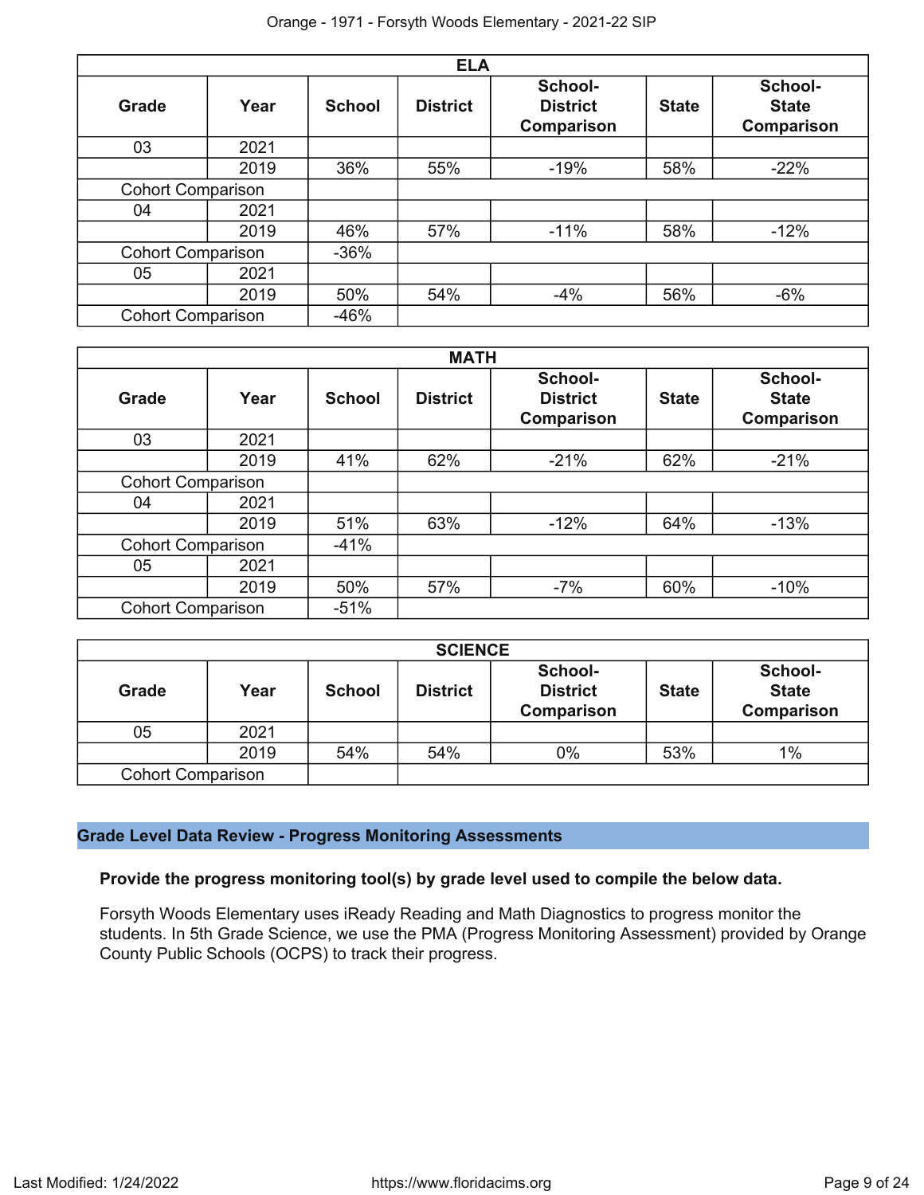| ELA | | | | | | |
|---|---|---|---|---|---|---|
| **Grade** | **Year** | **School** | **District** | **School-District Comparison** | **State** | **School-State Comparison** |
| 03 | 2021 | | | | | |
| | 2019 | 36% | 55% | -19% | 58% | -22% |
| Cohort Comparison | | | | | | |
| 04 | 2021 | | | | | |
| | 2019 | 46% | 57% | -11% | 58% | -12% |
| Cohort Comparison | | -36% | | | | |
| 05 | 2021 | | | | | |
| | 2019 | 50% | 54% | -4% | 56% | -6% |
| Cohort Comparison | | -46% | | | | |

| MATH | | | | | | |
|---|---|---|---|---|---|---|
| **Grade** | **Year** | **School** | **District** | **School-District Comparison** | **State** | **School-State Comparison** |
| 03 | 2021 | | | | | |
| | 2019 | 41% | 62% | -21% | 62% | -21% |
| Cohort Comparison | | | | | | |
| 04 | 2021 | | | | | |
| | 2019 | 51% | 63% | -12% | 64% | -13% |
| Cohort Comparison | | -41% | | | | |
| 05 | 2021 | | | | | |
| | 2019 | 50% | 57% | -7% | 60% | -10% |
| Cohort Comparison | | -51% | | | | |

| SCIENCE | | | | | | |
|---|---|---|---|---|---|---|
| **Grade** | **Year** | **School** | **District** | **School-District Comparison** | **State** | **School-State Comparison** |
| 05 | 2021 | | | | | |
| | 2019 | 54% | 54% | 0% | 53% | 1% |
| Cohort Comparison | | | | | | |

## Grade Level Data Review - Progress Monitoring Assessments

**Provide the progress monitoring tool(s) by grade level used to compile the below data.**

Forsyth Woods Elementary uses iReady Reading and Math Diagnostics to progress monitor the students. In 5th Grade Science, we use the PMA (Progress Monitoring Assessment) provided by Orange County Public Schools (OCPS) to track their progress.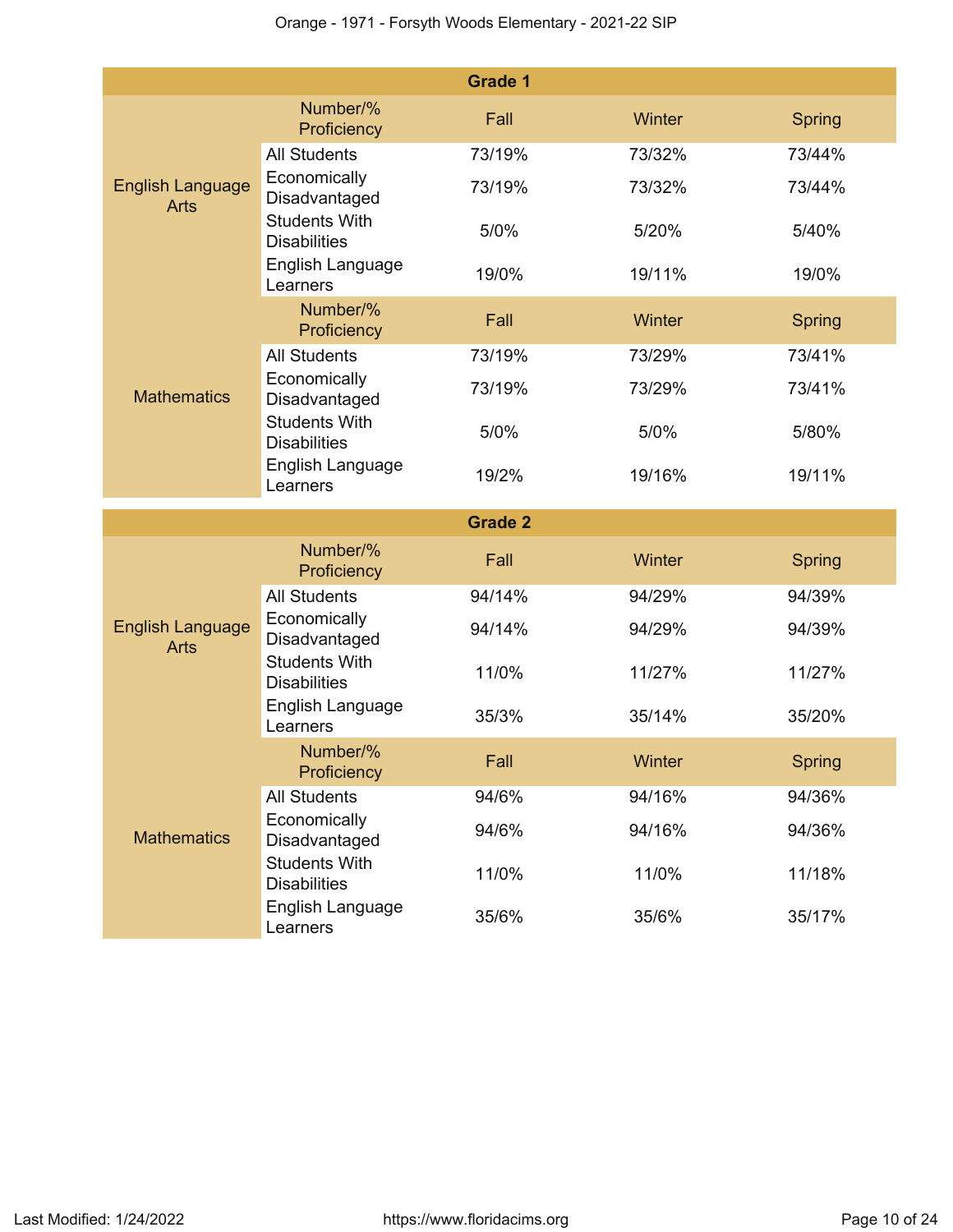| Grade 1 | | | | |
|---|---|---|---|---|
| | Number/% Proficiency | Fall | Winter | Spring |
| English Language Arts | All Students | 73/19% | 73/32% | 73/44% |
| | Economically Disadvantaged | 73/19% | 73/32% | 73/44% |
| | Students With Disabilities | 5/0% | 5/20% | 5/40% |
| | English Language Learners | 19/0% | 19/11% | 19/0% |
| | Number/% Proficiency | Fall | Winter | Spring |
| Mathematics | All Students | 73/19% | 73/29% | 73/41% |
| | Economically Disadvantaged | 73/19% | 73/29% | 73/41% |
| | Students With Disabilities | 5/0% | 5/0% | 5/80% |
| | English Language Learners | 19/2% | 19/16% | 19/11% |

| Grade 2 | | | | |
|---|---|---|---|---|
| | Number/% Proficiency | Fall | Winter | Spring |
| English Language Arts | All Students | 94/14% | 94/29% | 94/39% |
| | Economically Disadvantaged | 94/14% | 94/29% | 94/39% |
| | Students With Disabilities | 11/0% | 11/27% | 11/27% |
| | English Language Learners | 35/3% | 35/14% | 35/20% |
| | Number/% Proficiency | Fall | Winter | Spring |
| Mathematics | All Students | 94/6% | 94/16% | 94/36% |
| | Economically Disadvantaged | 94/6% | 94/16% | 94/36% |
| | Students With Disabilities | 11/0% | 11/0% | 11/18% |
| | English Language Learners | 35/6% | 35/6% | 35/17% |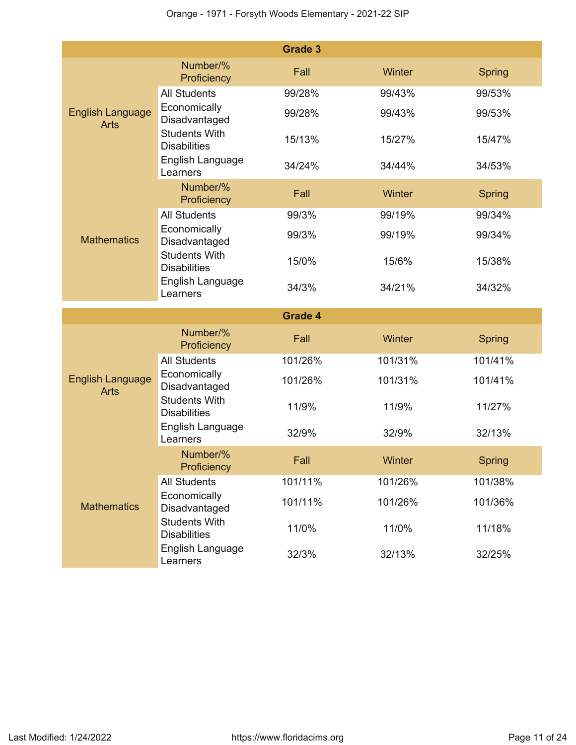| Grade 3 | | | | |
|---|---|---|---|---|
| | Number/% Proficiency | Fall | Winter | Spring |
| English Language Arts | All Students | 99/28% | 99/43% | 99/53% |
| | Economically Disadvantaged | 99/28% | 99/43% | 99/53% |
| | Students With Disabilities | 15/13% | 15/27% | 15/47% |
| | English Language Learners | 34/24% | 34/44% | 34/53% |
| | Number/% Proficiency | Fall | Winter | Spring |
| Mathematics | All Students | 99/3% | 99/19% | 99/34% |
| | Economically Disadvantaged | 99/3% | 99/19% | 99/34% |
| | Students With Disabilities | 15/0% | 15/6% | 15/38% |
| | English Language Learners | 34/3% | 34/21% | 34/32% |

| Grade 4 | | | | |
|---|---|---|---|---|
| | Number/% Proficiency | Fall | Winter | Spring |
| English Language Arts | All Students | 101/26% | 101/31% | 101/41% |
| | Economically Disadvantaged | 101/26% | 101/31% | 101/41% |
| | Students With Disabilities | 11/9% | 11/9% | 11/27% |
| | English Language Learners | 32/9% | 32/9% | 32/13% |
| | Number/% Proficiency | Fall | Winter | Spring |
| Mathematics | All Students | 101/11% | 101/26% | 101/38% |
| | Economically Disadvantaged | 101/11% | 101/26% | 101/36% |
| | Students With Disabilities | 11/0% | 11/0% | 11/18% |
| | English Language Learners | 32/3% | 32/13% | 32/25% |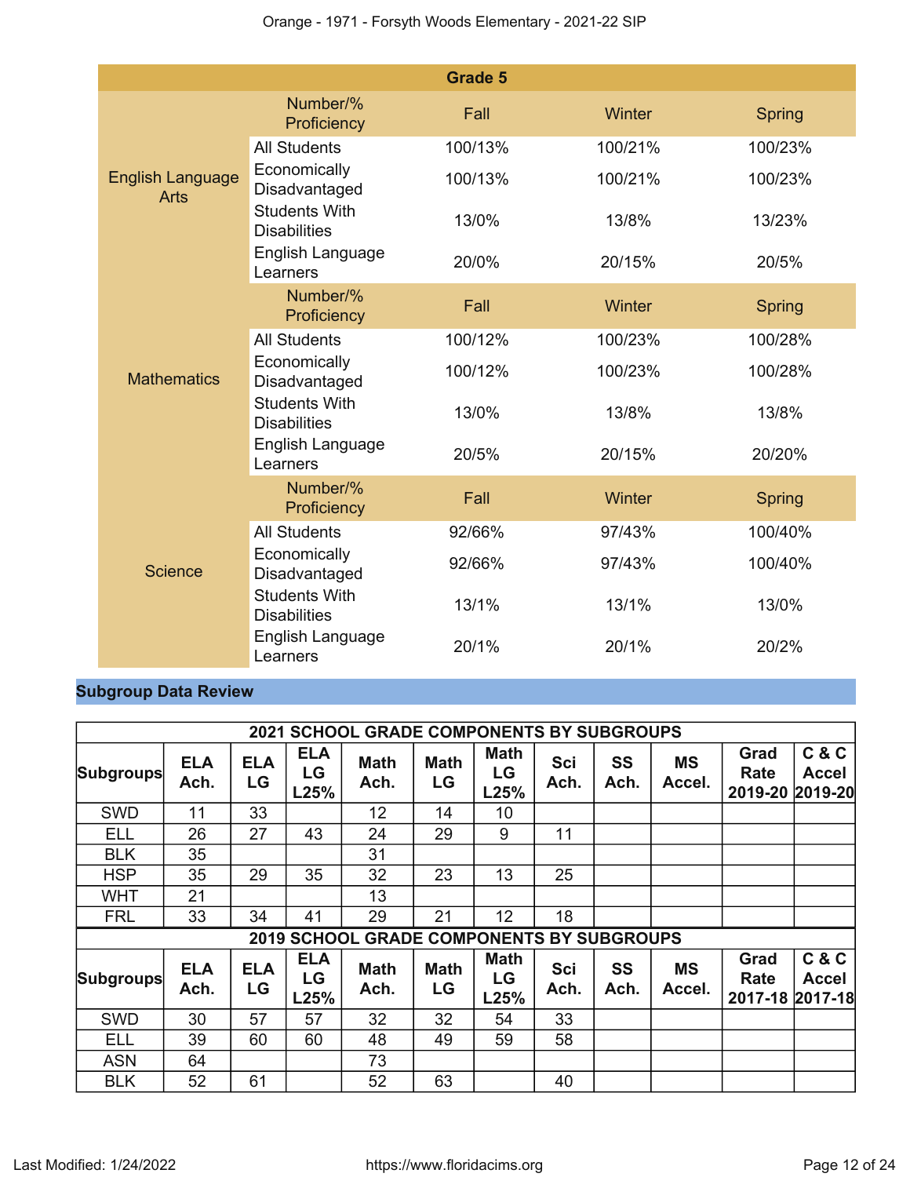| Grade 5 | | | | |
|---|---|---|---|---|
| English Language Arts | Number/% Proficiency | Fall | Winter | Spring |
| | All Students | 100/13% | 100/21% | 100/23% |
| | Economically Disadvantaged | 100/13% | 100/21% | 100/23% |
| | Students With Disabilities | 13/0% | 13/8% | 13/23% |
| | English Language Learners | 20/0% | 20/15% | 20/5% |
| Mathematics | Number/% Proficiency | Fall | Winter | Spring |
| | All Students | 100/12% | 100/23% | 100/28% |
| | Economically Disadvantaged | 100/12% | 100/23% | 100/28% |
| | Students With Disabilities | 13/0% | 13/8% | 13/8% |
| | English Language Learners | 20/5% | 20/15% | 20/20% |
| Science | Number/% Proficiency | Fall | Winter | Spring |
| | All Students | 92/66% | 97/43% | 100/40% |
| | Economically Disadvantaged | 92/66% | 97/43% | 100/40% |
| | Students With Disabilities | 13/1% | 13/1% | 13/0% |
| | English Language Learners | 20/1% | 20/1% | 20/2% |

## Subgroup Data Review

| 2021 SCHOOL GRADE COMPONENTS BY SUBGROUPS | | | | | | | | | | | |
|---|---|---|---|---|---|---|---|---|---|---|---|
| Subgroups | ELA Ach. | ELA LG | ELA LG L25% | Math Ach. | Math LG | Math LG L25% | Sci Ach. | SS Ach. | MS Accel. | Grad Rate 2019-20 | C & C Accel 2019-20 |
| SWD | 11 | 33 | | 12 | 14 | 10 | | | | | |
| ELL | 26 | 27 | 43 | 24 | 29 | 9 | 11 | | | | |
| BLK | 35 | | | 31 | | | | | | | |
| HSP | 35 | 29 | 35 | 32 | 23 | 13 | 25 | | | | |
| WHT | 21 | | | 13 | | | | | | | |
| FRL | 33 | 34 | 41 | 29 | 21 | 12 | 18 | | | | |

| 2019 SCHOOL GRADE COMPONENTS BY SUBGROUPS | | | | | | | | | | | |
|---|---|---|---|---|---|---|---|---|---|---|---|
| Subgroups | ELA Ach. | ELA LG | ELA LG L25% | Math Ach. | Math LG | Math LG L25% | Sci Ach. | SS Ach. | MS Accel. | Grad Rate 2017-18 | C & C Accel 2017-18 |
| SWD | 30 | 57 | 57 | 32 | 32 | 54 | 33 | | | | |
| ELL | 39 | 60 | 60 | 48 | 49 | 59 | 58 | | | | |
| ASN | 64 | | | 73 | | | | | | | |
| BLK | 52 | 61 | | 52 | 63 | | 40 | | | | |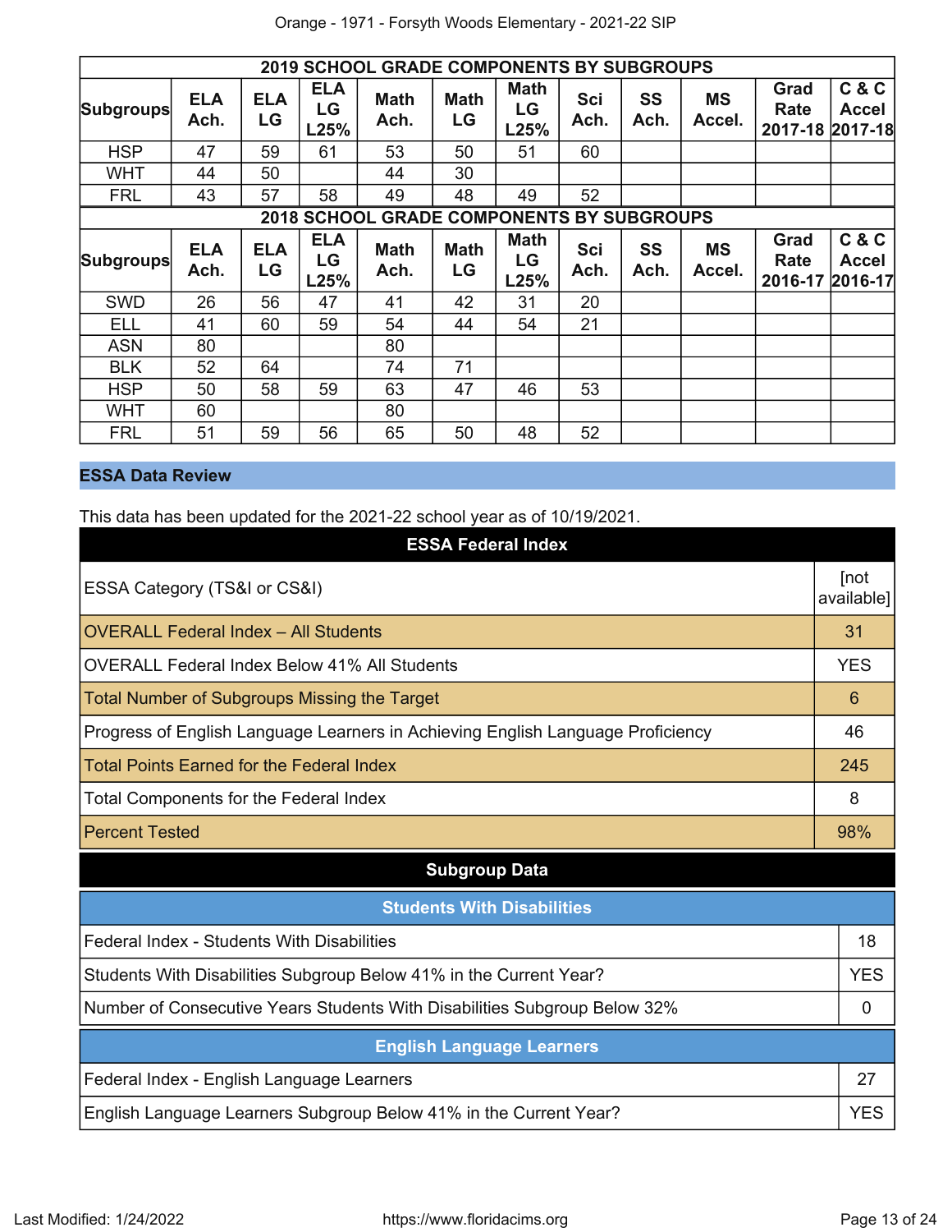| 2019 SCHOOL GRADE COMPONENTS BY SUBGROUPS | | | | | | | | | | | |
|---|---|---|---|---|---|---|---|---|---|---|---|
| Subgroups | ELA Ach. | ELA LG | ELA LG L25% | Math Ach. | Math LG | Math LG L25% | Sci Ach. | SS Ach. | MS Accel. | Grad Rate 2017-18 | C & C Accel 2017-18 |
| HSP | 47 | 59 | 61 | 53 | 50 | 51 | 60 | | | | |
| WHT | 44 | 50 | | 44 | 30 | | | | | | |
| FRL | 43 | 57 | 58 | 49 | 48 | 49 | 52 | | | | |

| 2018 SCHOOL GRADE COMPONENTS BY SUBGROUPS | | | | | | | | | | | |
|---|---|---|---|---|---|---|---|---|---|---|---|
| Subgroups | ELA Ach. | ELA LG | ELA LG L25% | Math Ach. | Math LG | Math LG L25% | Sci Ach. | SS Ach. | MS Accel. | Grad Rate 2016-17 | C & C Accel 2016-17 |
| SWD | 26 | 56 | 47 | 41 | 42 | 31 | 20 | | | | |
| ELL | 41 | 60 | 59 | 54 | 44 | 54 | 21 | | | | |
| ASN | 80 | | | 80 | | | | | | | |
| BLK | 52 | 64 | | 74 | 71 | | | | | | |
| HSP | 50 | 58 | 59 | 63 | 47 | 46 | 53 | | | | |
| WHT | 60 | | | 80 | | | | | | | |
| FRL | 51 | 59 | 56 | 65 | 50 | 48 | 52 | | | | |

## ESSA Data Review

This data has been updated for the 2021-22 school year as of 10/19/2021.

| ESSA Federal Index | |
|---|---|
| ESSA Category (TS&I or CS&I) | [not available] |
| OVERALL Federal Index – All Students | 31 |
| OVERALL Federal Index Below 41% All Students | YES |
| Total Number of Subgroups Missing the Target | 6 |
| Progress of English Language Learners in Achieving English Language Proficiency | 46 |
| Total Points Earned for the Federal Index | 245 |
| Total Components for the Federal Index | 8 |
| Percent Tested | 98% |

### Subgroup Data

| Students With Disabilities | |
|---|---|
| Federal Index - Students With Disabilities | 18 |
| Students With Disabilities Subgroup Below 41% in the Current Year? | YES |
| Number of Consecutive Years Students With Disabilities Subgroup Below 32% | 0 |

| English Language Learners | |
|---|---|
| Federal Index - English Language Learners | 27 |
| English Language Learners Subgroup Below 41% in the Current Year? | YES |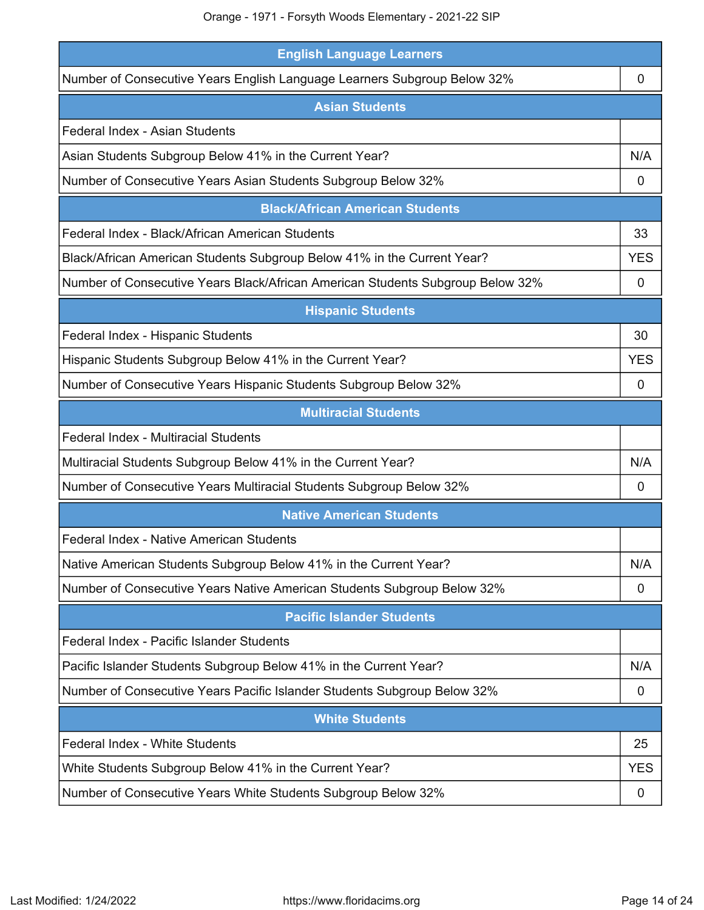| English Language Learners | |
|---|---|
| Number of Consecutive Years English Language Learners Subgroup Below 32% | 0 |

| Asian Students | |
|---|---|
| Federal Index - Asian Students | |
| Asian Students Subgroup Below 41% in the Current Year? | N/A |
| Number of Consecutive Years Asian Students Subgroup Below 32% | 0 |

| Black/African American Students | |
|---|---|
| Federal Index - Black/African American Students | 33 |
| Black/African American Students Subgroup Below 41% in the Current Year? | YES |
| Number of Consecutive Years Black/African American Students Subgroup Below 32% | 0 |

| Hispanic Students | |
|---|---|
| Federal Index - Hispanic Students | 30 |
| Hispanic Students Subgroup Below 41% in the Current Year? | YES |
| Number of Consecutive Years Hispanic Students Subgroup Below 32% | 0 |

| Multiracial Students | |
|---|---|
| Federal Index - Multiracial Students | |
| Multiracial Students Subgroup Below 41% in the Current Year? | N/A |
| Number of Consecutive Years Multiracial Students Subgroup Below 32% | 0 |

| Native American Students | |
|---|---|
| Federal Index - Native American Students | |
| Native American Students Subgroup Below 41% in the Current Year? | N/A |
| Number of Consecutive Years Native American Students Subgroup Below 32% | 0 |

| Pacific Islander Students | |
|---|---|
| Federal Index - Pacific Islander Students | |
| Pacific Islander Students Subgroup Below 41% in the Current Year? | N/A |
| Number of Consecutive Years Pacific Islander Students Subgroup Below 32% | 0 |

| White Students | |
|---|---|
| Federal Index - White Students | 25 |
| White Students Subgroup Below 41% in the Current Year? | YES |
| Number of Consecutive Years White Students Subgroup Below 32% | 0 |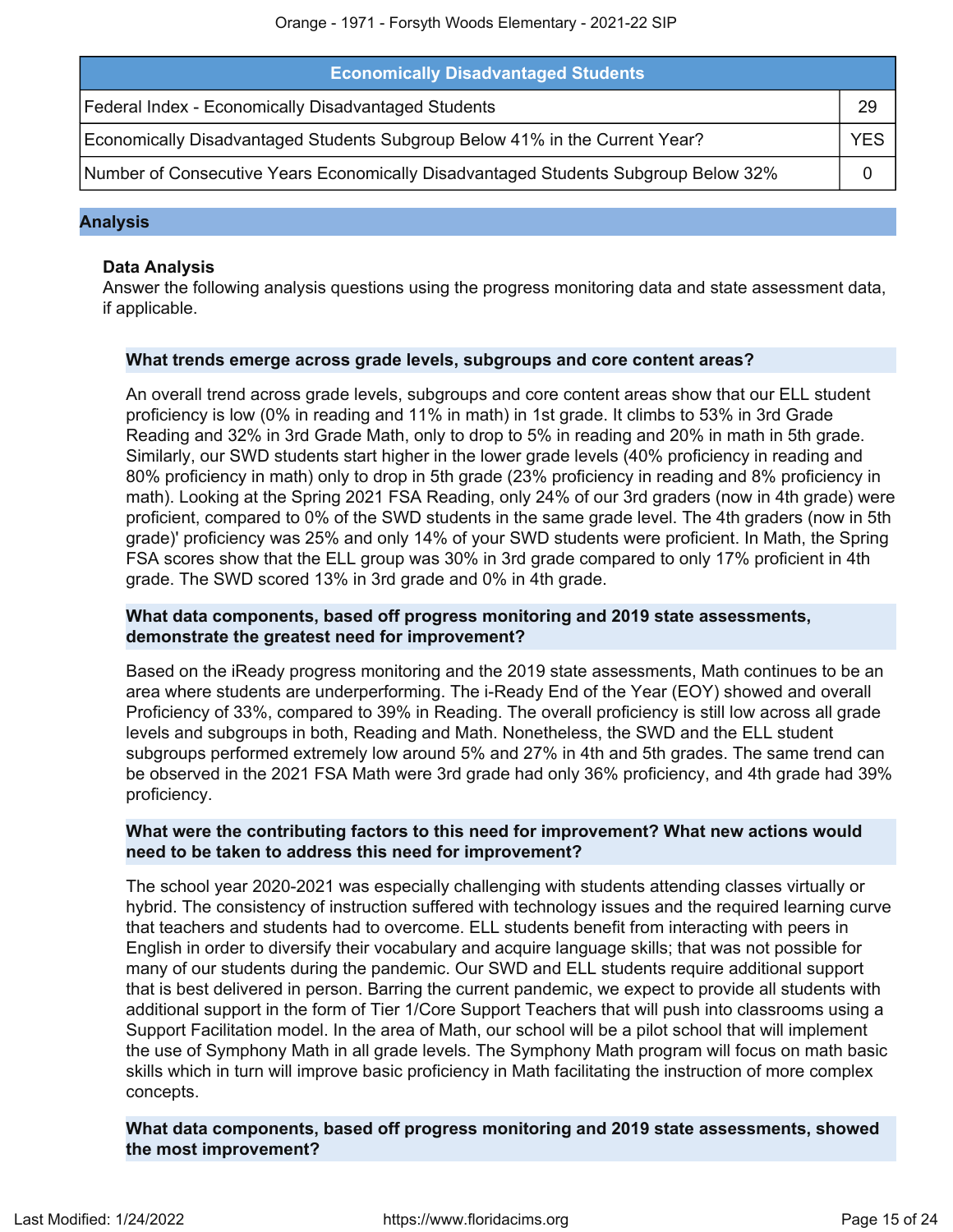| Economically Disadvantaged Students | |
|---|---|
| Federal Index - Economically Disadvantaged Students | 29 |
| Economically Disadvantaged Students Subgroup Below 41% in the Current Year? | YES |
| Number of Consecutive Years Economically Disadvantaged Students Subgroup Below 32% | 0 |

## Analysis

### Data Analysis

Answer the following analysis questions using the progress monitoring data and state assessment data, if applicable.

#### What trends emerge across grade levels, subgroups and core content areas?

An overall trend across grade levels, subgroups and core content areas show that our ELL student proficiency is low (0% in reading and 11% in math) in 1st grade. It climbs to 53% in 3rd Grade Reading and 32% in 3rd Grade Math, only to drop to 5% in reading and 20% in math in 5th grade. Similarly, our SWD students start higher in the lower grade levels (40% proficiency in reading and 80% proficiency in math) only to drop in 5th grade (23% proficiency in reading and 8% proficiency in math). Looking at the Spring 2021 FSA Reading, only 24% of our 3rd graders (now in 4th grade) were proficient, compared to 0% of the SWD students in the same grade level. The 4th graders (now in 5th grade)' proficiency was 25% and only 14% of your SWD students were proficient. In Math, the Spring FSA scores show that the ELL group was 30% in 3rd grade compared to only 17% proficient in 4th grade. The SWD scored 13% in 3rd grade and 0% in 4th grade.

#### What data components, based off progress monitoring and 2019 state assessments, demonstrate the greatest need for improvement?

Based on the iReady progress monitoring and the 2019 state assessments, Math continues to be an area where students are underperforming. The i-Ready End of the Year (EOY) showed and overall Proficiency of 33%, compared to 39% in Reading. The overall proficiency is still low across all grade levels and subgroups in both, Reading and Math. Nonetheless, the SWD and the ELL student subgroups performed extremely low around 5% and 27% in 4th and 5th grades. The same trend can be observed in the 2021 FSA Math were 3rd grade had only 36% proficiency, and 4th grade had 39% proficiency.

#### What were the contributing factors to this need for improvement? What new actions would need to be taken to address this need for improvement?

The school year 2020-2021 was especially challenging with students attending classes virtually or hybrid. The consistency of instruction suffered with technology issues and the required learning curve that teachers and students had to overcome. ELL students benefit from interacting with peers in English in order to diversify their vocabulary and acquire language skills; that was not possible for many of our students during the pandemic. Our SWD and ELL students require additional support that is best delivered in person. Barring the current pandemic, we expect to provide all students with additional support in the form of Tier 1/Core Support Teachers that will push into classrooms using a Support Facilitation model. In the area of Math, our school will be a pilot school that will implement the use of Symphony Math in all grade levels. The Symphony Math program will focus on math basic skills which in turn will improve basic proficiency in Math facilitating the instruction of more complex concepts.

#### What data components, based off progress monitoring and 2019 state assessments, showed the most improvement?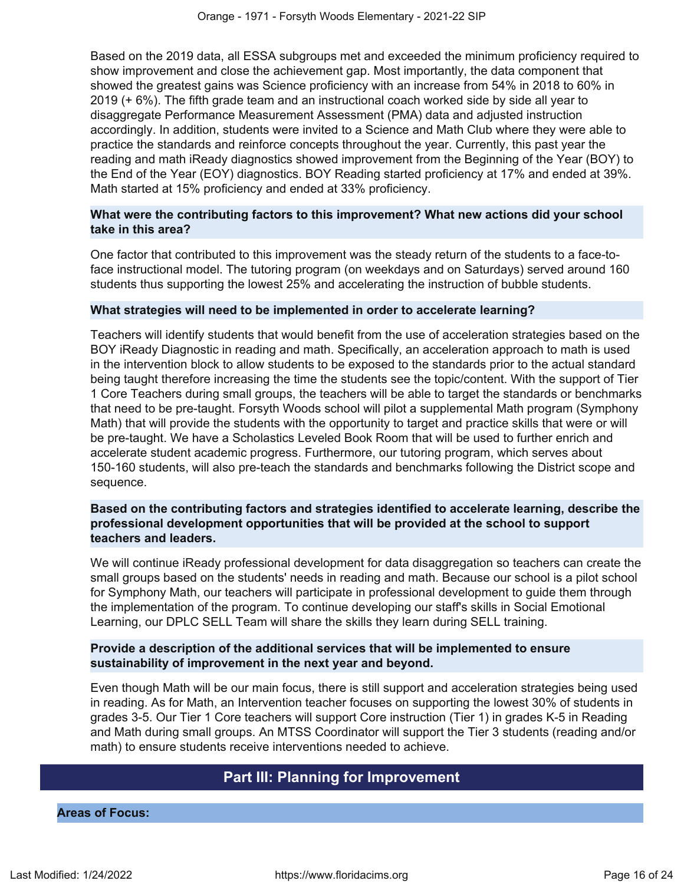Based on the 2019 data, all ESSA subgroups met and exceeded the minimum proficiency required to show improvement and close the achievement gap. Most importantly, the data component that showed the greatest gains was Science proficiency with an increase from 54% in 2018 to 60% in 2019 (+ 6%). The fifth grade team and an instructional coach worked side by side all year to disaggregate Performance Measurement Assessment (PMA) data and adjusted instruction accordingly. In addition, students were invited to a Science and Math Club where they were able to practice the standards and reinforce concepts throughout the year. Currently, this past year the reading and math iReady diagnostics showed improvement from the Beginning of the Year (BOY) to the End of the Year (EOY) diagnostics. BOY Reading started proficiency at 17% and ended at 39%. Math started at 15% proficiency and ended at 33% proficiency.

**What were the contributing factors to this improvement? What new actions did your school take in this area?**

One factor that contributed to this improvement was the steady return of the students to a face-to-face instructional model. The tutoring program (on weekdays and on Saturdays) served around 160 students thus supporting the lowest 25% and accelerating the instruction of bubble students.

**What strategies will need to be implemented in order to accelerate learning?**

Teachers will identify students that would benefit from the use of acceleration strategies based on the BOY iReady Diagnostic in reading and math. Specifically, an acceleration approach to math is used in the intervention block to allow students to be exposed to the standards prior to the actual standard being taught therefore increasing the time the students see the topic/content. With the support of Tier 1 Core Teachers during small groups, the teachers will be able to target the standards or benchmarks that need to be pre-taught. Forsyth Woods school will pilot a supplemental Math program (Symphony Math) that will provide the students with the opportunity to target and practice skills that were or will be pre-taught. We have a Scholastics Leveled Book Room that will be used to further enrich and accelerate student academic progress. Furthermore, our tutoring program, which serves about 150-160 students, will also pre-teach the standards and benchmarks following the District scope and sequence.

**Based on the contributing factors and strategies identified to accelerate learning, describe the professional development opportunities that will be provided at the school to support teachers and leaders.**

We will continue iReady professional development for data disaggregation so teachers can create the small groups based on the students' needs in reading and math. Because our school is a pilot school for Symphony Math, our teachers will participate in professional development to guide them through the implementation of the program. To continue developing our staff's skills in Social Emotional Learning, our DPLC SELL Team will share the skills they learn during SELL training.

**Provide a description of the additional services that will be implemented to ensure sustainability of improvement in the next year and beyond.**

Even though Math will be our main focus, there is still support and acceleration strategies being used in reading. As for Math, an Intervention teacher focuses on supporting the lowest 30% of students in grades 3-5. Our Tier 1 Core teachers will support Core instruction (Tier 1) in grades K-5 in Reading and Math during small groups. An MTSS Coordinator will support the Tier 3 students (reading and/or math) to ensure students receive interventions needed to achieve.

## Part III: Planning for Improvement

**Areas of Focus:**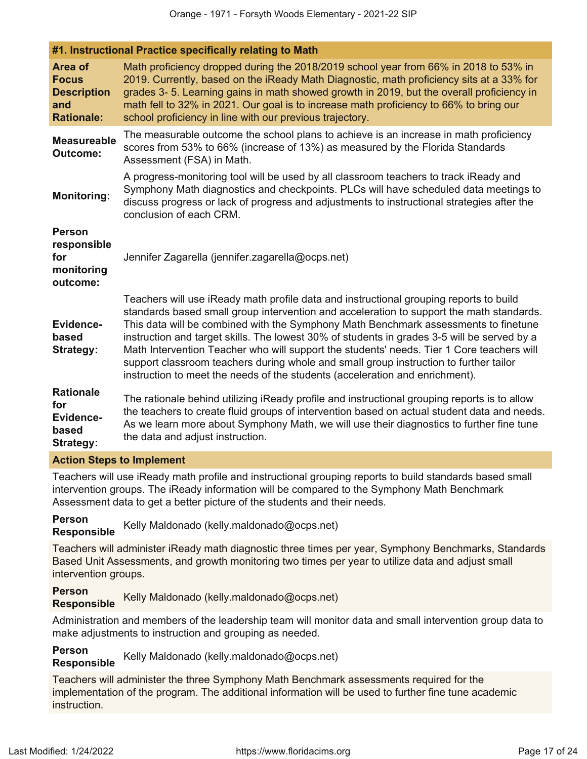## #1. Instructional Practice specifically relating to Math

**Area of Focus Description and Rationale:**

Math proficiency dropped during the 2018/2019 school year from 66% in 2018 to 53% in 2019. Currently, based on the iReady Math Diagnostic, math proficiency sits at a 33% for grades 3- 5. Learning gains in math showed growth in 2019, but the overall proficiency in math fell to 32% in 2021. Our goal is to increase math proficiency to 66% to bring our school proficiency in line with our previous trajectory.

**Measureable Outcome:**

The measurable outcome the school plans to achieve is an increase in math proficiency scores from 53% to 66% (increase of 13%) as measured by the Florida Standards Assessment (FSA) in Math.

**Monitoring:**

A progress-monitoring tool will be used by all classroom teachers to track iReady and Symphony Math diagnostics and checkpoints. PLCs will have scheduled data meetings to discuss progress or lack of progress and adjustments to instructional strategies after the conclusion of each CRM.

**Person responsible for monitoring outcome:**

Jennifer Zagarella (jennifer.zagarella@ocps.net)

**Evidence-based Strategy:**

Teachers will use iReady math profile data and instructional grouping reports to build standards based small group intervention and acceleration to support the math standards. This data will be combined with the Symphony Math Benchmark assessments to finetune instruction and target skills. The lowest 30% of students in grades 3-5 will be served by a Math Intervention Teacher who will support the students' needs. Tier 1 Core teachers will support classroom teachers during whole and small group instruction to further tailor instruction to meet the needs of the students (acceleration and enrichment).

**Rationale for Evidence-based Strategy:**

The rationale behind utilizing iReady profile and instructional grouping reports is to allow the teachers to create fluid groups of intervention based on actual student data and needs. As we learn more about Symphony Math, we will use their diagnostics to further fine tune the data and adjust instruction.

### Action Steps to Implement

Teachers will use iReady math profile and instructional grouping reports to build standards based small intervention groups. The iReady information will be compared to the Symphony Math Benchmark Assessment data to get a better picture of the students and their needs.

**Person Responsible** Kelly Maldonado (kelly.maldonado@ocps.net)

Teachers will administer iReady math diagnostic three times per year, Symphony Benchmarks, Standards Based Unit Assessments, and growth monitoring two times per year to utilize data and adjust small intervention groups.

**Person Responsible** Kelly Maldonado (kelly.maldonado@ocps.net)

Administration and members of the leadership team will monitor data and small intervention group data to make adjustments to instruction and grouping as needed.

**Person Responsible** Kelly Maldonado (kelly.maldonado@ocps.net)

Teachers will administer the three Symphony Math Benchmark assessments required for the implementation of the program. The additional information will be used to further fine tune academic instruction.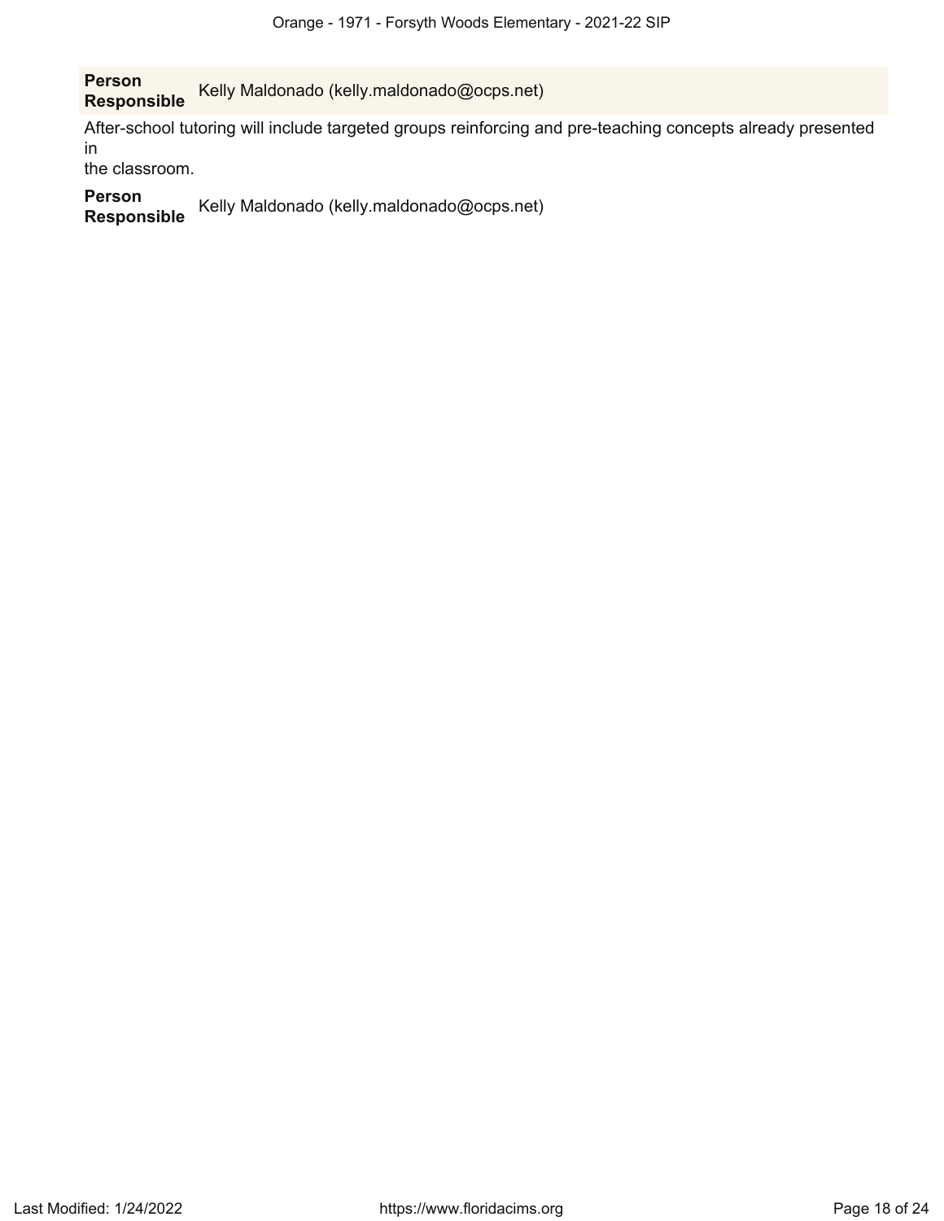**Person Responsible** Kelly Maldonado (kelly.maldonado@ocps.net)

After-school tutoring will include targeted groups reinforcing and pre-teaching concepts already presented in
the classroom.

**Person Responsible** Kelly Maldonado (kelly.maldonado@ocps.net)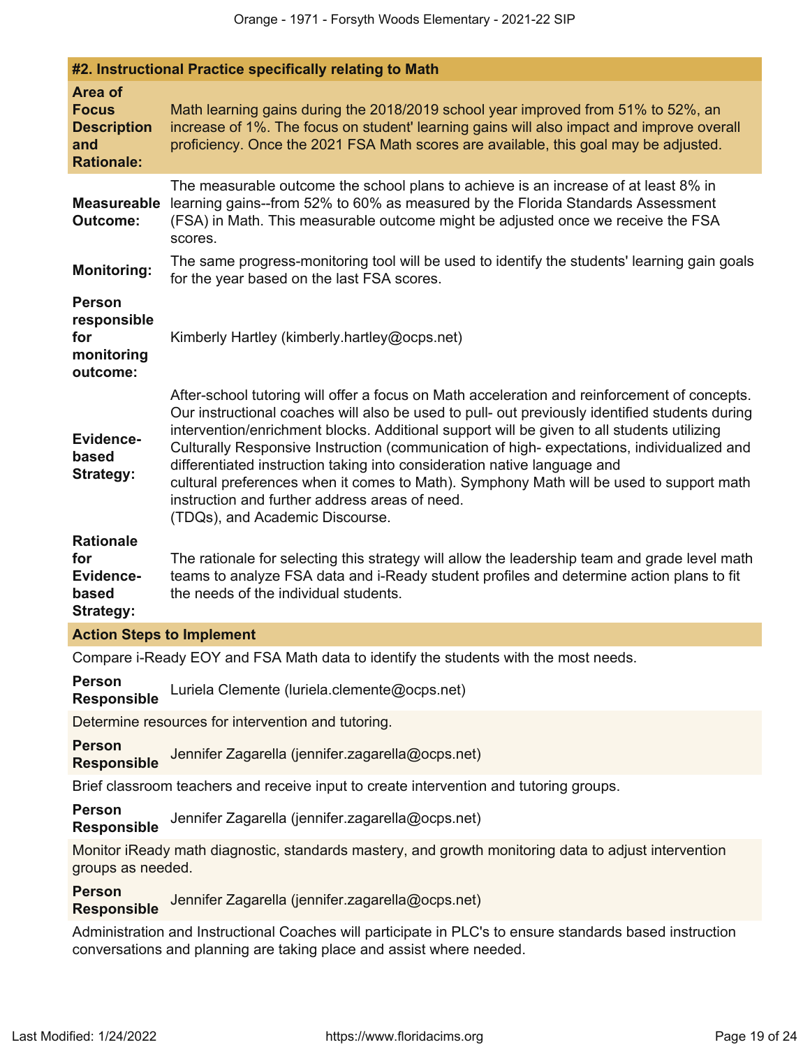#### #2. Instructional Practice specifically relating to Math

**Area of Focus Description and Rationale:** Math learning gains during the 2018/2019 school year improved from 51% to 52%, an increase of 1%. The focus on student' learning gains will also impact and improve overall proficiency. Once the 2021 FSA Math scores are available, this goal may be adjusted.

**Measureable Outcome:** The measurable outcome the school plans to achieve is an increase of at least 8% in learning gains--from 52% to 60% as measured by the Florida Standards Assessment (FSA) in Math. This measurable outcome might be adjusted once we receive the FSA scores.

**Monitoring:** The same progress-monitoring tool will be used to identify the students' learning gain goals for the year based on the last FSA scores.

**Person responsible for monitoring outcome:** Kimberly Hartley (kimberly.hartley@ocps.net)

**Evidence-based Strategy:** After-school tutoring will offer a focus on Math acceleration and reinforcement of concepts. Our instructional coaches will also be used to pull- out previously identified students during intervention/enrichment blocks. Additional support will be given to all students utilizing Culturally Responsive Instruction (communication of high- expectations, individualized and differentiated instruction taking into consideration native language and cultural preferences when it comes to Math). Symphony Math will be used to support math instruction and further address areas of need.
(TDQs), and Academic Discourse.

**Rationale for Evidence-based Strategy:** The rationale for selecting this strategy will allow the leadership team and grade level math teams to analyze FSA data and i-Ready student profiles and determine action plans to fit the needs of the individual students.

**Action Steps to Implement**

Compare i-Ready EOY and FSA Math data to identify the students with the most needs.

**Person Responsible** Luriela Clemente (luriela.clemente@ocps.net)

Determine resources for intervention and tutoring.

**Person Responsible** Jennifer Zagarella (jennifer.zagarella@ocps.net)

Brief classroom teachers and receive input to create intervention and tutoring groups.

**Person Responsible** Jennifer Zagarella (jennifer.zagarella@ocps.net)

Monitor iReady math diagnostic, standards mastery, and growth monitoring data to adjust intervention groups as needed.

**Person Responsible** Jennifer Zagarella (jennifer.zagarella@ocps.net)

Administration and Instructional Coaches will participate in PLC's to ensure standards based instruction conversations and planning are taking place and assist where needed.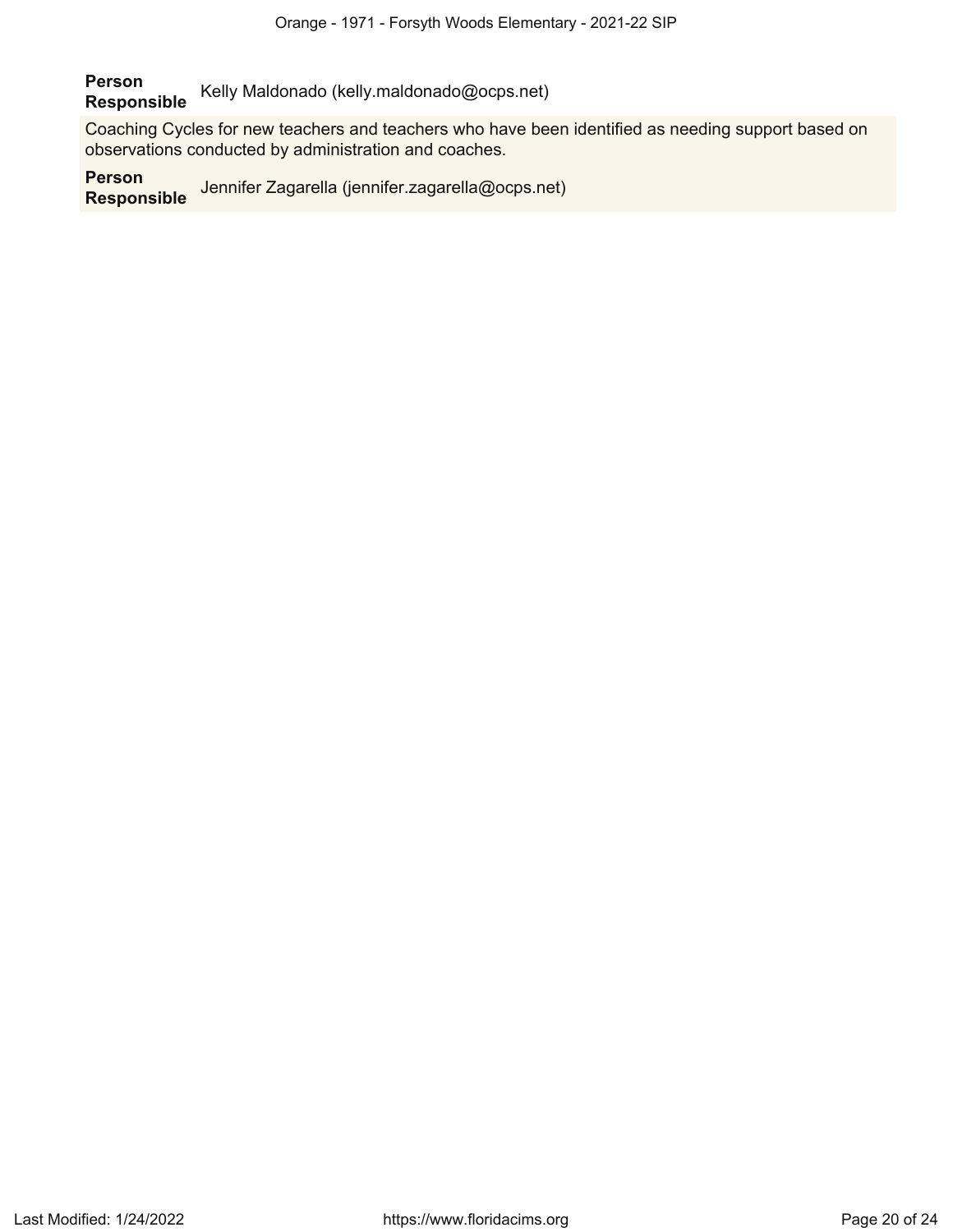**Person Responsible** Kelly Maldonado (kelly.maldonado@ocps.net)

Coaching Cycles for new teachers and teachers who have been identified as needing support based on observations conducted by administration and coaches.

**Person Responsible** Jennifer Zagarella (jennifer.zagarella@ocps.net)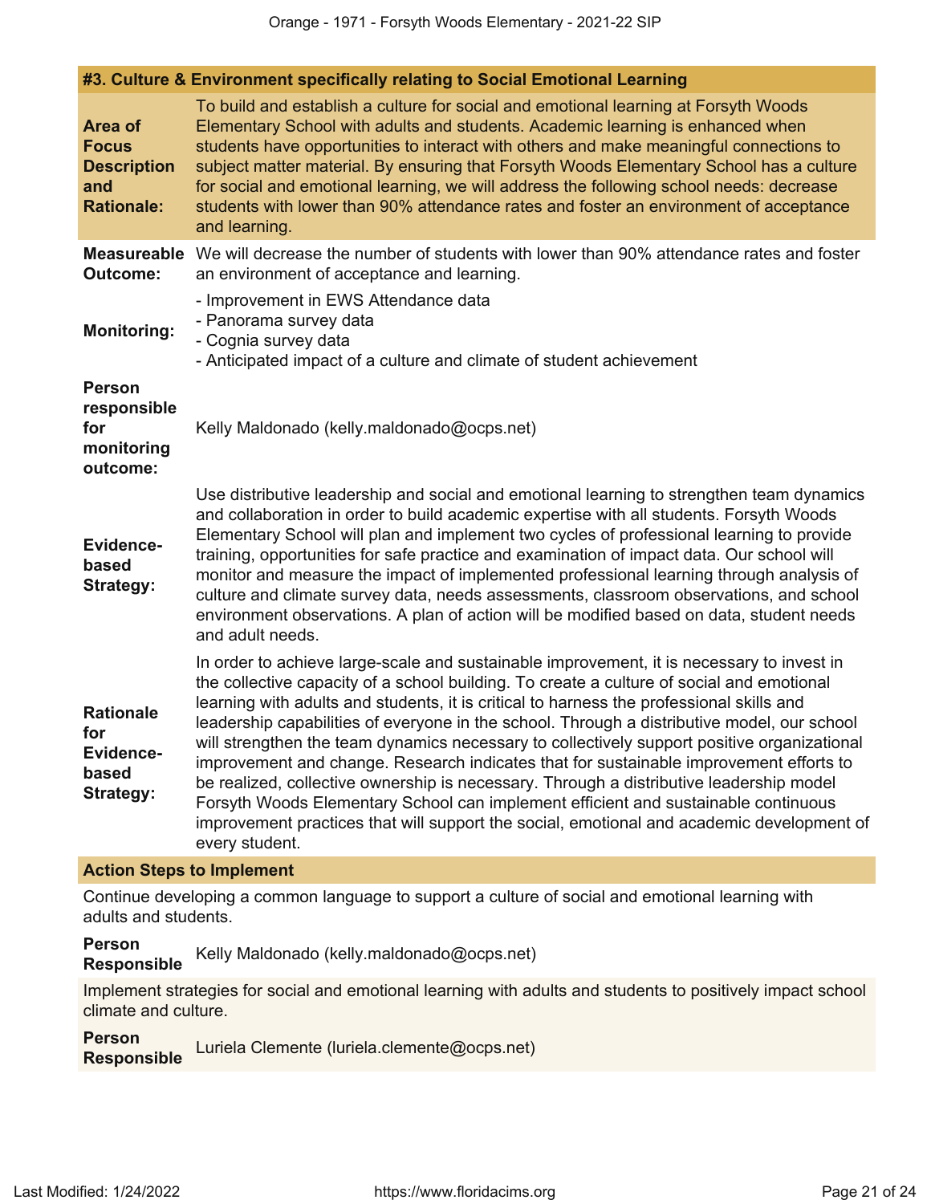## #3. Culture & Environment specifically relating to Social Emotional Learning

**Area of Focus Description and Rationale:** To build and establish a culture for social and emotional learning at Forsyth Woods Elementary School with adults and students. Academic learning is enhanced when students have opportunities to interact with others and make meaningful connections to subject matter material. By ensuring that Forsyth Woods Elementary School has a culture for social and emotional learning, we will address the following school needs: decrease students with lower than 90% attendance rates and foster an environment of acceptance and learning.

**Measureable Outcome:** We will decrease the number of students with lower than 90% attendance rates and foster an environment of acceptance and learning.

**Monitoring:**
- Improvement in EWS Attendance data
- Panorama survey data
- Cognia survey data
- Anticipated impact of a culture and climate of student achievement

**Person responsible for monitoring outcome:** Kelly Maldonado (kelly.maldonado@ocps.net)

**Evidence-based Strategy:** Use distributive leadership and social and emotional learning to strengthen team dynamics and collaboration in order to build academic expertise with all students. Forsyth Woods Elementary School will plan and implement two cycles of professional learning to provide training, opportunities for safe practice and examination of impact data. Our school will monitor and measure the impact of implemented professional learning through analysis of culture and climate survey data, needs assessments, classroom observations, and school environment observations. A plan of action will be modified based on data, student needs and adult needs.

**Rationale for Evidence-based Strategy:** In order to achieve large-scale and sustainable improvement, it is necessary to invest in the collective capacity of a school building. To create a culture of social and emotional learning with adults and students, it is critical to harness the professional skills and leadership capabilities of everyone in the school. Through a distributive model, our school will strengthen the team dynamics necessary to collectively support positive organizational improvement and change. Research indicates that for sustainable improvement efforts to be realized, collective ownership is necessary. Through a distributive leadership model Forsyth Woods Elementary School can implement efficient and sustainable continuous improvement practices that will support the social, emotional and academic development of every student.

### Action Steps to Implement

Continue developing a common language to support a culture of social and emotional learning with adults and students.

**Person Responsible:** Kelly Maldonado (kelly.maldonado@ocps.net)

Implement strategies for social and emotional learning with adults and students to positively impact school climate and culture.

**Person Responsible:** Luriela Clemente (luriela.clemente@ocps.net)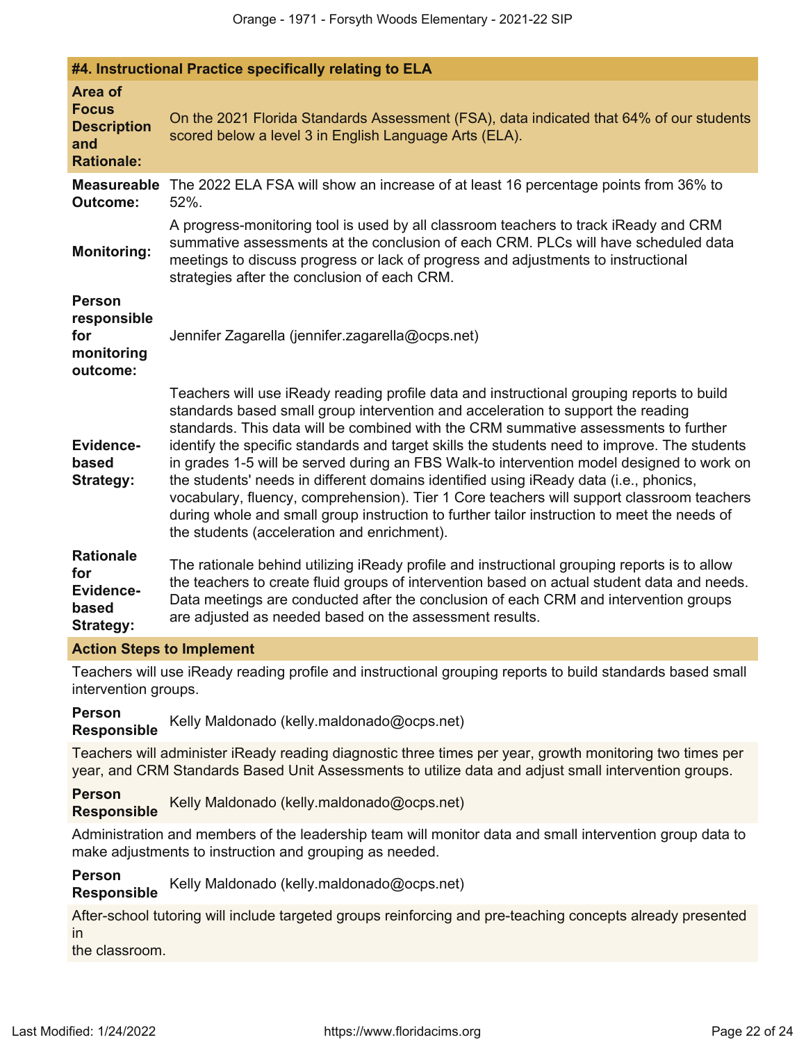### #4. Instructional Practice specifically relating to ELA

**Area of Focus Description and Rationale:** On the 2021 Florida Standards Assessment (FSA), data indicated that 64% of our students scored below a level 3 in English Language Arts (ELA).

**Measureable Outcome:** The 2022 ELA FSA will show an increase of at least 16 percentage points from 36% to 52%.

**Monitoring:** A progress-monitoring tool is used by all classroom teachers to track iReady and CRM summative assessments at the conclusion of each CRM. PLCs will have scheduled data meetings to discuss progress or lack of progress and adjustments to instructional strategies after the conclusion of each CRM.

**Person responsible for monitoring outcome:** Jennifer Zagarella (jennifer.zagarella@ocps.net)

**Evidence-based Strategy:** Teachers will use iReady reading profile data and instructional grouping reports to build standards based small group intervention and acceleration to support the reading standards. This data will be combined with the CRM summative assessments to further identify the specific standards and target skills the students need to improve. The students in grades 1-5 will be served during an FBS Walk-to intervention model designed to work on the students' needs in different domains identified using iReady data (i.e., phonics, vocabulary, fluency, comprehension). Tier 1 Core teachers will support classroom teachers during whole and small group instruction to further tailor instruction to meet the needs of the students (acceleration and enrichment).

**Rationale for Evidence-based Strategy:** The rationale behind utilizing iReady profile and instructional grouping reports is to allow the teachers to create fluid groups of intervention based on actual student data and needs. Data meetings are conducted after the conclusion of each CRM and intervention groups are adjusted as needed based on the assessment results.

#### Action Steps to Implement

Teachers will use iReady reading profile and instructional grouping reports to build standards based small intervention groups.

**Person Responsible:** Kelly Maldonado (kelly.maldonado@ocps.net)

Teachers will administer iReady reading diagnostic three times per year, growth monitoring two times per year, and CRM Standards Based Unit Assessments to utilize data and adjust small intervention groups.

**Person Responsible:** Kelly Maldonado (kelly.maldonado@ocps.net)

Administration and members of the leadership team will monitor data and small intervention group data to make adjustments to instruction and grouping as needed.

**Person Responsible:** Kelly Maldonado (kelly.maldonado@ocps.net)

After-school tutoring will include targeted groups reinforcing and pre-teaching concepts already presented in
the classroom.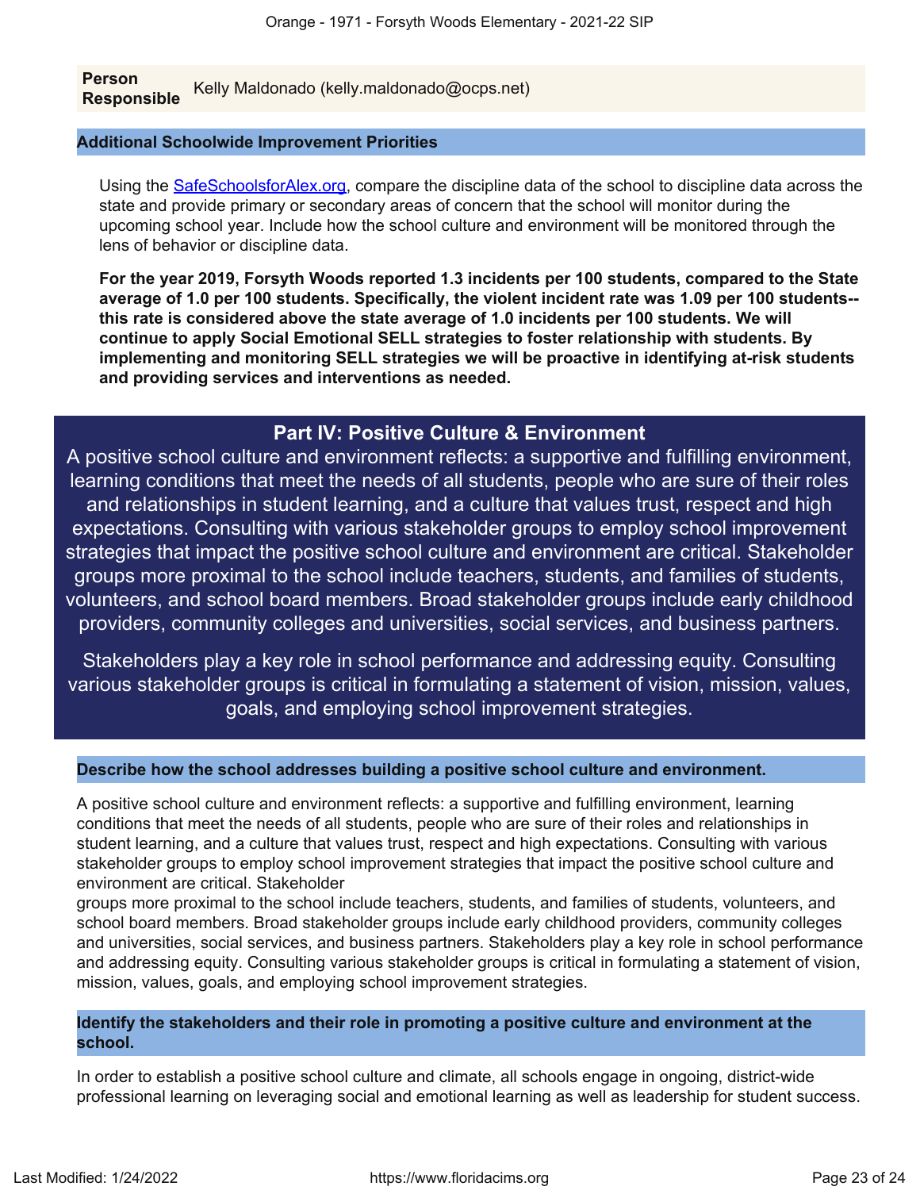| **Person Responsible** | Kelly Maldonado (kelly.maldonado@ocps.net) |
|---|---|

### Additional Schoolwide Improvement Priorities

Using the [SafeSchoolsforAlex.org](https://SafeSchoolsforAlex.org), compare the discipline data of the school to discipline data across the state and provide primary or secondary areas of concern that the school will monitor during the upcoming school year. Include how the school culture and environment will be monitored through the lens of behavior or discipline data.

**For the year 2019, Forsyth Woods reported 1.3 incidents per 100 students, compared to the State average of 1.0 per 100 students. Specifically, the violent incident rate was 1.09 per 100 students--this rate is considered above the state average of 1.0 incidents per 100 students. We will continue to apply Social Emotional SELL strategies to foster relationship with students. By implementing and monitoring SELL strategies we will be proactive in identifying at-risk students and providing services and interventions as needed.**

## Part IV: Positive Culture & Environment

A positive school culture and environment reflects: a supportive and fulfilling environment, learning conditions that meet the needs of all students, people who are sure of their roles and relationships in student learning, and a culture that values trust, respect and high expectations. Consulting with various stakeholder groups to employ school improvement strategies that impact the positive school culture and environment are critical. Stakeholder groups more proximal to the school include teachers, students, and families of students, volunteers, and school board members. Broad stakeholder groups include early childhood providers, community colleges and universities, social services, and business partners.

Stakeholders play a key role in school performance and addressing equity. Consulting various stakeholder groups is critical in formulating a statement of vision, mission, values, goals, and employing school improvement strategies.

### Describe how the school addresses building a positive school culture and environment.

A positive school culture and environment reflects: a supportive and fulfilling environment, learning conditions that meet the needs of all students, people who are sure of their roles and relationships in student learning, and a culture that values trust, respect and high expectations. Consulting with various stakeholder groups to employ school improvement strategies that impact the positive school culture and environment are critical. Stakeholder
groups more proximal to the school include teachers, students, and families of students, volunteers, and school board members. Broad stakeholder groups include early childhood providers, community colleges and universities, social services, and business partners. Stakeholders play a key role in school performance and addressing equity. Consulting various stakeholder groups is critical in formulating a statement of vision, mission, values, goals, and employing school improvement strategies.

### Identify the stakeholders and their role in promoting a positive culture and environment at the school.

In order to establish a positive school culture and climate, all schools engage in ongoing, district-wide professional learning on leveraging social and emotional learning as well as leadership for student success.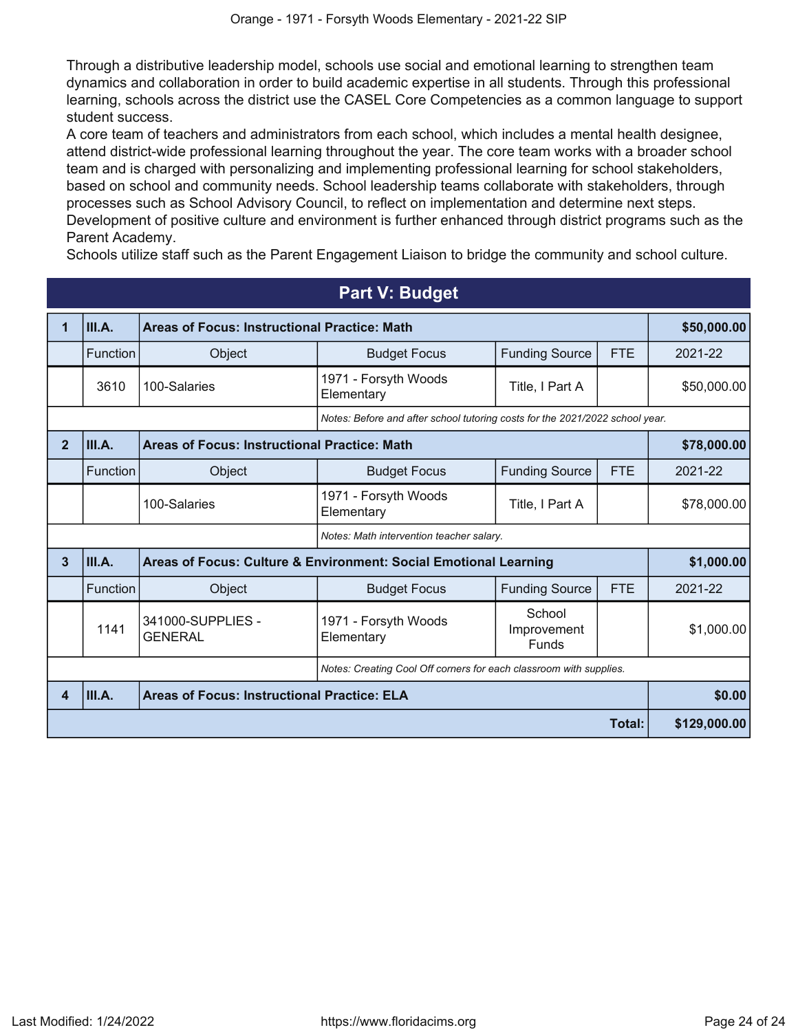Through a distributive leadership model, schools use social and emotional learning to strengthen team dynamics and collaboration in order to build academic expertise in all students. Through this professional learning, schools across the district use the CASEL Core Competencies as a common language to support student success.
A core team of teachers and administrators from each school, which includes a mental health designee, attend district-wide professional learning throughout the year. The core team works with a broader school team and is charged with personalizing and implementing professional learning for school stakeholders, based on school and community needs. School leadership teams collaborate with stakeholders, through processes such as School Advisory Council, to reflect on implementation and determine next steps.
Development of positive culture and environment is further enhanced through district programs such as the Parent Academy.
Schools utilize staff such as the Parent Engagement Liaison to bridge the community and school culture.

## Part V: Budget

| | | | | | | |
|---|---|---|---|---|---|---|
| **1** | **III.A.** | **Areas of Focus: Instructional Practice: Math** | | | | **$50,000.00** |
| | Function | Object | Budget Focus | Funding Source | FTE | 2021-22 |
| | 3610 | 100-Salaries | 1971 - Forsyth Woods Elementary | Title, I Part A | | $50,000.00 |
| | | | *Notes: Before and after school tutoring costs for the 2021/2022 school year.* | | | |
| **2** | **III.A.** | **Areas of Focus: Instructional Practice: Math** | | | | **$78,000.00** |
| | Function | Object | Budget Focus | Funding Source | FTE | 2021-22 |
| | | 100-Salaries | 1971 - Forsyth Woods Elementary | Title, I Part A | | $78,000.00 |
| | | | *Notes: Math intervention teacher salary.* | | | |
| **3** | **III.A.** | **Areas of Focus: Culture & Environment: Social Emotional Learning** | | | | **$1,000.00** |
| | Function | Object | Budget Focus | Funding Source | FTE | 2021-22 |
| | 1141 | 341000-SUPPLIES - GENERAL | 1971 - Forsyth Woods Elementary | School Improvement Funds | | $1,000.00 |
| | | | *Notes: Creating Cool Off corners for each classroom with supplies.* | | | |
| **4** | **III.A.** | **Areas of Focus: Instructional Practice: ELA** | | | | **$0.00** |
| | | | | | **Total:** | **$129,000.00** |